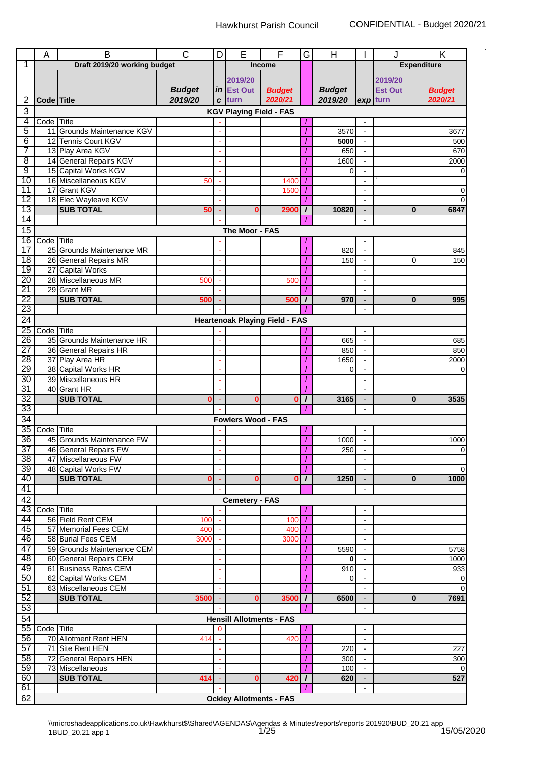# Hawkhurst Parish Council

CONFIDENTIAL - Budget 2020/21

| | A | B | C | D | E | F | G | H | I | J | K |
|---|---|---|---|---|---|---|---|---|---|---|---|
| 1 | Draft 2019/20 working budget | | | | Income | | | | | Expenditure | |
| 2 | Code | Title | Budget 2019/20 | in c | 2019/20 Est Out turn | Budget 2020/21 | | Budget 2019/20 | exp | 2019/20 Est Out turn | Budget 2020/21 |
| 3 | KGV Playing Field - FAS | | | | | | | | | | |
| 4 | Code | Title | | - | | | / | | - | | |
| 5 | 11 | Grounds Maintenance KGV | | - | | | / | 3570 | - | | 3677 |
| 6 | 12 | Tennis Court KGV | | - | | | / | 5000 | - | | 500 |
| 7 | 13 | Play Area KGV | | - | | | / | 650 | - | | 670 |
| 8 | 14 | General Repairs KGV | | - | | | / | 1600 | - | | 2000 |
| 9 | 15 | Capital Works KGV | | - | | | / | 0 | - | | 0 |
| 10 | 16 | Miscellaneous KGV | 50 | - | | 1400 | / | | - | ` | |
| 11 | 17 | Grant KGV | | - | | 1500 | / | | - | | 0 |
| 12 | 18 | Elec Wayleave KGV | | - | | | / | | - | | 0 |
| 13 | | **SUB TOTAL** | **50** | - | **0** | **2900** | / | **10820** | - | **0** | **6847** |
| 14 | | | | - | | | / | | - | | |
| 15 | The Moor - FAS | | | | | | | | | | |
| 16 | Code | Title | | - | | | / | | - | | |
| 17 | 25 | Grounds Maintenance MR | | - | | | / | 820 | - | | 845 |
| 18 | 26 | General Repairs MR | | - | | | / | 150 | - | 0 | 150 |
| 19 | 27 | Capital Works | | - | | | / | | - | | |
| 20 | 28 | Miscellaneous MR | 500 | - | | 500 | / | | - | | |
| 21 | 29 | Grant MR | | - | | | / | | - | | |
| 22 | | **SUB TOTAL** | **500** | - | | **500** | / | **970** | - | **0** | **995** |
| 23 | | | | - | | | / | | - | | |
| 24 | Heartenoak Playing Field - FAS | | | | | | | | | | |
| 25 | Code | Title | | - | | | / | | - | | |
| 26 | 35 | Grounds Maintenance HR | | - | | | / | 665 | - | | 685 |
| 27 | 36 | General Repairs HR | | - | | | / | 850 | - | | 850 |
| 28 | 37 | Play Area HR | | - | | | / | 1650 | - | | 2000 |
| 29 | 38 | Capital Works HR | | - | | | / | 0 | - | | 0 |
| 30 | 39 | Miscellaneous HR | | - | | | / | | - | | |
| 31 | 40 | Grant HR | | - | | | / | | - | | |
| 32 | | **SUB TOTAL** | **0** | - | **0** | **0** | / | **3165** | - | **0** | **3535** |
| 33 | | | | - | | | / | | - | | |
| 34 | Fowlers Wood - FAS | | | | | | | | | | |
| 35 | Code | Title | | - | | | / | | - | | |
| 36 | 45 | Grounds Maintenance FW | | - | | | / | 1000 | - | | 1000 |
| 37 | 46 | General Repairs FW | | - | | | / | 250 | - | | 0 |
| 38 | 47 | Miscellaneous FW | | - | | | / | | - | | |
| 39 | 48 | Capital Works FW | | - | | | / | | - | | 0 |
| 40 | | **SUB TOTAL** | **0** | - | **0** | **0** | / | **1250** | - | **0** | **1000** |
| 41 | | | | - | | | | | - | | |
| 42 | Cemetery - FAS | | | | | | | | | | |
| 43 | Code | Title | | - | | | / | | - | | |
| 44 | 56 | Field Rent CEM | 100 | - | | 100 | / | | - | | |
| 45 | 57 | Memorial Fees CEM | 400 | - | | 400 | / | | - | | |
| 46 | 58 | Burial Fees CEM | 3000 | - | | 3000 | / | | - | | |
| 47 | 59 | Grounds Maintenance CEM | | - | | | / | 5590 | - | | 5758 |
| 48 | 60 | General Repairs CEM | | - | | | / | **0** | - | | 1000 |
| 49 | 61 | Business Rates CEM | | - | | | / | 910 | - | | 933 |
| 50 | 62 | Capital Works CEM | | - | | | / | 0 | - | | 0 |
| 51 | 63 | Miscellaneous CEM | | - | | | / | | - | | 0 |
| 52 | | **SUB TOTAL** | **3500** | - | **0** | **3500** | / | **6500** | - | **0** | **7691** |
| 53 | | | | - | | | / | | - | | |
| 54 | Hensill Allotments - FAS | | | | | | | | | | |
| 55 | Code | Title | | 0 | | | / | | - | | |
| 56 | 70 | Allotment Rent HEN | 414 | - | | 420 | / | | - | | |
| 57 | 71 | Site Rent HEN | | - | | | / | 220 | - | | 227 |
| 58 | 72 | General Repairs HEN | | - | | | / | 300 | - | | 300 |
| 59 | 73 | Miscellaneous | | - | | | / | 100 | - | | 0 |
| 60 | | **SUB TOTAL** | **414** | - | **0** | **420** | / | **620** | - | | **527** |
| 61 | | | | - | | | / | | - | | |
| 62 | Ockley Allotments - FAS | | | | | | | | | | |

\\microshadeapplications.co.uk\Hawkhurst$\Shared\AGENDAS\Agendas & Minutes\reports\reports 201920\BUD_20.21 app 1BUD_20.21 app 1

15/05/2020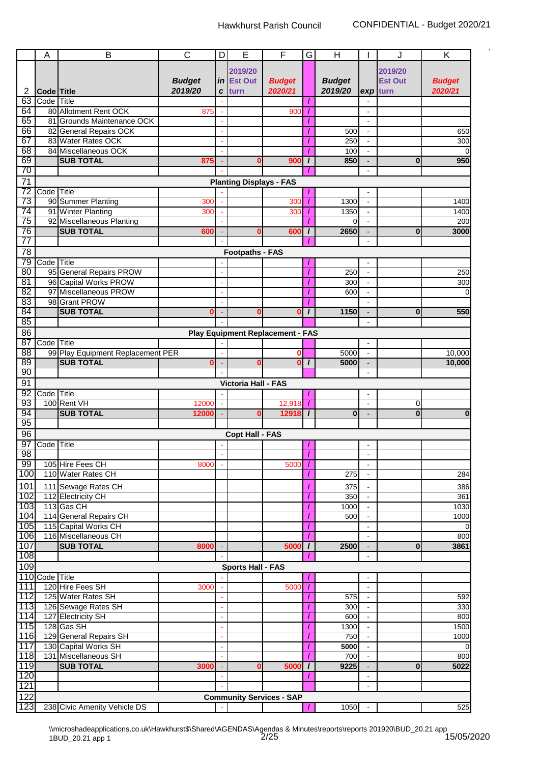| | A | B | C | D | E | F | G | H | I | J | K |
|---|---|---|---|---|---|---|---|---|---|---|---|
| 2 | Code | Title | *Budget 2019/20* | *in c* | 2019/20 Est Out turn | *Budget 2020/21* | | *Budget 2019/20* | *exp* | 2019/20 Est Out turn | *Budget 2020/21* |
| 63 | Code | Title | | - | | | / | | - | | |
| 64 | 80 | Allotment Rent OCK | 875 | - | | 900 | / | | - | | |
| 65 | 81 | Grounds Maintenance OCK | | - | | | / | | - | | |
| 66 | 82 | General Repairs OCK | | - | | | / | 500 | - | | 650 |
| 67 | 83 | Water Rates OCK | | - | | | / | 250 | - | | 300 |
| 68 | 84 | Miscellaneous OCK | | - | | | / | 100 | - | | 0 |
| 69 | | **SUB TOTAL** | **875** | - | **0** | **900** | / | **850** | - | **0** | **950** |
| 70 | | | | - | | | / | | - | | |
| 71 | | | | | **Planting Displays - FAS** | | | | | | |
| 72 | Code | Title | | - | | | / | | - | | |
| 73 | 90 | Summer Planting | 300 | - | | 300 | / | 1300 | - | | 1400 |
| 74 | 91 | Winter Planting | 300 | - | | 300 | / | 1350 | - | | 1400 |
| 75 | 92 | Miscellaneous Planting | | - | | | / | 0 | - | | 200 |
| 76 | | **SUB TOTAL** | **600** | - | **0** | **600** | / | **2650** | - | **0** | **3000** |
| 77 | | | | - | | | / | | - | | |
| 78 | | | | | **Footpaths - FAS** | | | | | | |
| 79 | Code | Title | | - | | | / | | - | | |
| 80 | 95 | General Repairs PROW | | - | | | / | 250 | - | | 250 |
| 81 | 96 | Capital Works PROW | | - | | | / | 300 | - | | 300 |
| 82 | 97 | Miscellaneous PROW | | - | | | / | 600 | - | | 0 |
| 83 | 98 | Grant PROW | | - | | | / | | - | | |
| 84 | | **SUB TOTAL** | **0** | - | **0** | **0** | / | **1150** | - | **0** | **550** |
| 85 | | | | - | | | | | - | | |
| 86 | | | | | **Play Equipment Replacement - FAS** | | | | | | |
| 87 | Code | Title | | - | | | | | - | | |
| 88 | 99 | Play Equipment Replacement PER | | - | | 0 | | 5000 | - | | 10,000 |
| 89 | | **SUB TOTAL** | **0** | - | **0** | **0** | / | **5000** | - | | **10,000** |
| 90 | | | | - | | | | | - | | |
| 91 | | | | | **Victoria Hall - FAS** | | | | | | |
| 92 | Code | Title | | - | | | / | | - | | |
| 93 | 100 | Rent VH | 12000 | - | | 12,918 | / | | - | 0 | |
| 94 | | **SUB TOTAL** | **12000** | - | **0** | **12918** | / | **0** | - | **0** | **0** |
| 95 | | | | | | | | | | | |
| 96 | | | | | **Copt Hall - FAS** | | | | | | |
| 97 | Code | Title | | - | | | / | | - | | |
| 98 | | | | - | | | / | | - | | |
| 99 | 105 | Hire Fees CH | 8000 | - | | 5000 | / | | - | | |
| 100 | 110 | Water Rates CH | | | | | / | 275 | - | | 284 |
| 101 | 111 | Sewage Rates CH | | | | | / | 375 | - | | 386 |
| 102 | 112 | Electricity CH | | | | | / | 350 | - | | 361 |
| 103 | 113 | Gas CH | | | | | / | 1000 | - | | 1030 |
| 104 | 114 | General Repairs CH | | | | | / | 500 | - | | 1000 |
| 105 | 115 | Capital Works CH | | | | | / | | - | | 0 |
| 106 | 116 | Miscellaneous CH | | | | | / | | - | | 800 |
| 107 | | **SUB TOTAL** | **8000** | - | | **5000** | / | **2500** | - | **0** | **3861** |
| 108 | | | | - | | | / | | - | | |
| 109 | | | | | **Sports Hall - FAS** | | | | | | |
| 110 | Code | Title | | - | | | / | | - | | |
| 111 | 120 | Hire Fees SH | 3000 | - | | 5000 | / | | - | | |
| 112 | 125 | Water Rates SH | | - | | | / | 575 | - | | 592 |
| 113 | 126 | Sewage Rates SH | | - | | | / | 300 | - | | 330 |
| 114 | 127 | Electricity SH | | - | | | / | 600 | - | | 800 |
| 115 | 128 | Gas SH | | - | | | / | 1300 | - | | 1500 |
| 116 | 129 | General Repairs SH | | - | | | / | 750 | - | | 1000 |
| 117 | 130 | Capital Works SH | | - | | | / | 5000 | - | | 0 |
| 118 | 131 | Miscellaneous SH | | - | | | / | 700 | - | | 800 |
| 119 | | **SUB TOTAL** | **3000** | - | **0** | **5000** | / | **9225** | - | **0** | **5022** |
| 120 | | | | - | | | / | | - | | |
| 121 | | | | - | | | | | - | | |
| 122 | | | | | **Community Services - SAP** | | | | | | |
| 123 | 238 | Civic Amenity Vehicle DS | | - | | | / | 1050 | - | | 525 |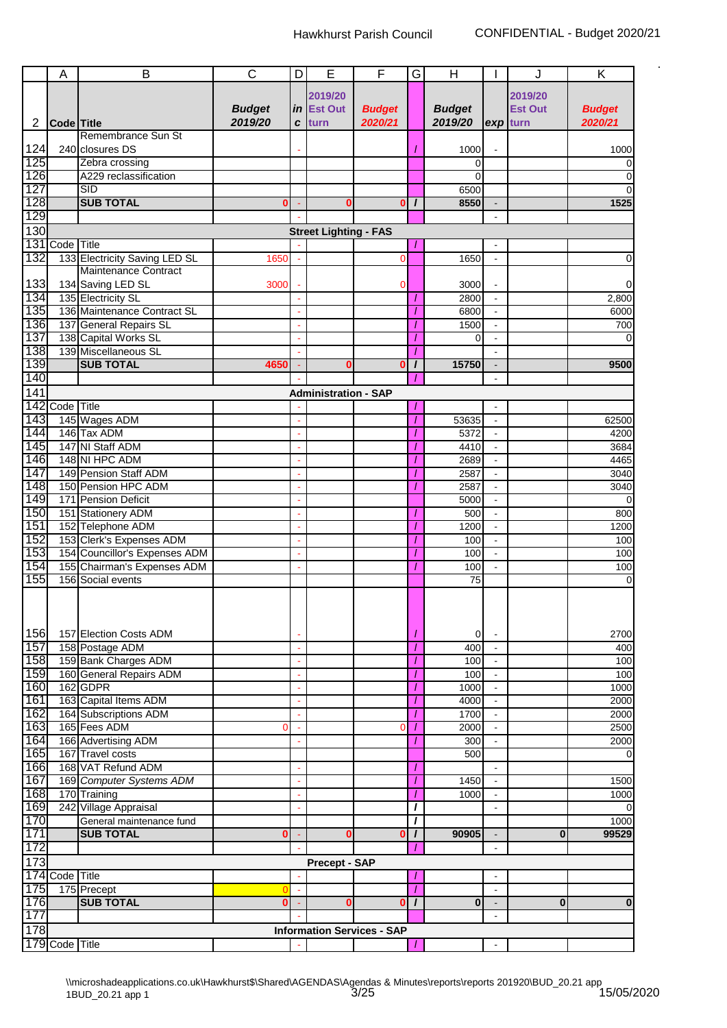| | A | B | C | D | E | F | G | H | I | J | K |
|---|---|---|---|---|---|---|---|---|---|---|---|
| 2 | **Code** | **Title** | ***Budget 2019/20*** | ***in c*** | **2019/20 Est Out turn** | ***Budget 2020/21*** | | ***Budget 2019/20*** | ***exp*** | **2019/20 Est Out turn** | ***Budget 2020/21*** |
| 124 | 240 | Remembrance Sun St closures DS | | - | | | / | 1000 | - | | 1000 |
| 125 | | Zebra crossing | | | | | | 0 | | | 0 |
| 126 | | A229 reclassification | | | | | | 0 | | | 0 |
| 127 | | SID | | | | | | 6500 | | | 0 |
| 128 | | **SUB TOTAL** | **0** | - | **0** | **0** | / | **8550** | - | | **1525** |
| 129 | | | | - | | | | | - | | |
| 130 | | | | | **Street Lighting - FAS** | | | | | | |
| 131 | Code | Title | | - | | | / | | - | | |
| 132 | 133 | Electricity Saving LED SL | 1650 | - | | 0 | | 1650 | - | | 0 |
| 133 | 134 | Maintenance Contract Saving LED SL | 3000 | - | | 0 | | 3000 | - | | 0 |
| 134 | 135 | Electricity SL | | - | | | / | 2800 | - | | 2,800 |
| 135 | 136 | Maintenance Contract SL | | - | | | / | 6800 | - | | 6000 |
| 136 | 137 | General Repairs SL | | - | | | / | 1500 | - | | 700 |
| 137 | 138 | Capital Works SL | | - | | | / | 0 | - | | 0 |
| 138 | 139 | Miscellaneous SL | | - | | | / | | - | | |
| 139 | | **SUB TOTAL** | **4650** | - | **0** | **0** | / | **15750** | - | | **9500** |
| 140 | | | | - | | | / | | - | | |
| 141 | | | | | **Administration - SAP** | | | | | | |
| 142 | Code | Title | | - | | | / | | - | | |
| 143 | 145 | Wages ADM | | - | | | / | 53635 | - | | 62500 |
| 144 | 146 | Tax ADM | | - | | | / | 5372 | - | | 4200 |
| 145 | 147 | NI Staff ADM | | - | | | / | 4410 | - | | 3684 |
| 146 | 148 | NI HPC ADM | | - | | | / | 2689 | - | | 4465 |
| 147 | 149 | Pension Staff ADM | | - | | | / | 2587 | - | | 3040 |
| 148 | 150 | Pension HPC ADM | | - | | | / | 2587 | - | | 3040 |
| 149 | 171 | Pension Deficit | | - | | | | 5000 | - | | 0 |
| 150 | 151 | Stationery ADM | | - | | | / | 500 | - | | 800 |
| 151 | 152 | Telephone ADM | | - | | | / | 1200 | - | | 1200 |
| 152 | 153 | Clerk's Expenses ADM | | - | | | / | 100 | - | | 100 |
| 153 | 154 | Councillor's Expenses ADM | | - | | | / | 100 | - | | 100 |
| 154 | 155 | Chairman's Expenses ADM | | - | | | / | 100 | - | | 100 |
| 155 | 156 | Social events | | | | | | 75 | | | 0 |
| 156 | 157 | Election Costs ADM | | - | | | / | 0 | - | | 2700 |
| 157 | 158 | Postage ADM | | - | | | / | 400 | - | | 400 |
| 158 | 159 | Bank Charges ADM | | - | | | / | 100 | - | | 100 |
| 159 | 160 | General Repairs ADM | | - | | | / | 100 | - | | 100 |
| 160 | 162 | GDPR | | - | | | / | 1000 | - | | 1000 |
| 161 | 163 | Capital Items ADM | | - | | | / | 4000 | - | | 2000 |
| 162 | 164 | Subscriptions ADM | | - | | | / | 1700 | - | | 2000 |
| 163 | 165 | Fees ADM | 0 | - | | 0 | / | 2000 | - | | 2500 |
| 164 | 166 | Advertising ADM | | - | | | / | 300 | - | | 2000 |
| 165 | 167 | Travel costs | | | | | | 500 | | | 0 |
| 166 | 168 | VAT Refund ADM | | - | | | / | | - | | |
| 167 | 169 | *Computer Systems ADM* | | - | | | / | 1450 | - | | 1500 |
| 168 | 170 | Training | | - | | | / | 1000 | - | | 1000 |
| 169 | 242 | Village Appraisal | | - | | | / | | - | | 0 |
| 170 | | General maintenance fund | | | | | / | | | | 1000 |
| 171 | | **SUB TOTAL** | **0** | - | **0** | **0** | / | **90905** | - | **0** | **99529** |
| 172 | | | | - | | | / | | - | | |
| 173 | | | | | **Precept - SAP** | | | | | | |
| 174 | Code | Title | | - | | | / | | - | | |
| 175 | 175 | Precept | 0 | - | | | / | | - | | |
| 176 | | **SUB TOTAL** | **0** | - | **0** | **0** | / | **0** | - | **0** | **0** |
| 177 | | | | - | | | | | - | | |
| 178 | | | | | **Information Services - SAP** | | | | | | |
| 179 | Code | Title | | - | | | / | | - | | |

\\microshadeapplications.co.uk\Hawkhurst$\Shared\AGENDAS\Agendas & Minutes\reports\reports 201920\BUD_20.21 app 1BUD_20.21 app 1

15/05/2020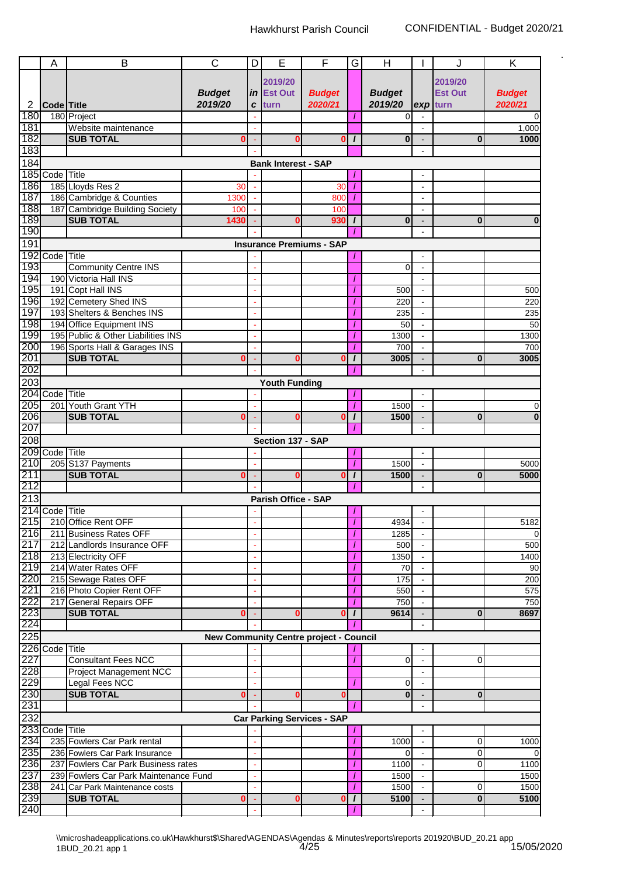| | A | B | C | D | E | F | G | H | I | J | K |
|---|---|---|---|---|---|---|---|---|---|---|---|
| 2 | Code | Title | *Budget 2019/20* | *inc* | 2019/20 Est Out turn | *Budget 2020/21* | | *Budget 2019/20* | exp | 2019/20 Est Out turn | *Budget 2020/21* |
| 180 | 180 | Project | | - | | | / | 0 | - | | 0 |
| 181 | | Website maintenance | | - | | | | | - | | 1,000 |
| 182 | | **SUB TOTAL** | **0** | - | **0** | **0** | / | **0** | - | **0** | **1000** |
| 183 | | | | - | | | | | - | | |
| 184 | | | | | **Bank Interest - SAP** | | | | | | |
| 185 | Code | Title | | - | | | / | | - | | |
| 186 | 185 | Lloyds Res 2 | 30 | - | | 30 | / | | - | | |
| 187 | 186 | Cambridge & Counties | 1300 | - | | 800 | / | | - | | |
| 188 | 187 | Cambridge Building Society | 100 | - | | 100 | | | - | | |
| 189 | | **SUB TOTAL** | **1430** | - | **0** | **930** | / | **0** | - | **0** | **0** |
| 190 | | | | - | | | / | | - | | |
| 191 | | | | | **Insurance Premiums - SAP** | | | | | | |
| 192 | Code | Title | | - | | | / | | - | | |
| 193 | | Community Centre INS | | - | | | | 0 | - | | |
| 194 | 190 | Victoria Hall INS | | - | | | / | | - | | |
| 195 | 191 | Copt Hall INS | | - | | | / | 500 | - | | 500 |
| 196 | 192 | Cemetery Shed INS | | - | | | / | 220 | - | | 220 |
| 197 | 193 | Shelters & Benches INS | | - | | | / | 235 | - | | 235 |
| 198 | 194 | Office Equipment INS | | - | | | / | 50 | - | | 50 |
| 199 | 195 | Public & Other Liabilities INS | | - | | | / | 1300 | - | | 1300 |
| 200 | 196 | Sports Hall & Garages INS | | - | | | / | 700 | - | | 700 |
| 201 | | **SUB TOTAL** | **0** | - | **0** | **0** | / | **3005** | - | **0** | **3005** |
| 202 | | | | - | | | / | | - | | |
| 203 | | | | | **Youth Funding** | | | | | | |
| 204 | Code | Title | | - | | | / | | - | | |
| 205 | 201 | Youth Grant YTH | | - | | | / | 1500 | - | | 0 |
| 206 | | **SUB TOTAL** | **0** | - | **0** | **0** | / | **1500** | - | **0** | **0** |
| 207 | | | | - | | | / | | - | | |
| 208 | | | | | **Section 137 - SAP** | | | | | | |
| 209 | Code | Title | | - | | | / | | - | | |
| 210 | 205 | S137 Payments | | - | | | / | 1500 | - | | 5000 |
| 211 | | **SUB TOTAL** | **0** | - | **0** | **0** | / | **1500** | - | **0** | **5000** |
| 212 | | | | - | | | / | | - | | |
| 213 | | | | | **Parish Office - SAP** | | | | | | |
| 214 | Code | Title | | - | | | / | | - | | |
| 215 | 210 | Office Rent OFF | | - | | | / | 4934 | - | | 5182 |
| 216 | 211 | Business Rates OFF | | - | | | / | 1285 | - | | 0 |
| 217 | 212 | Landlords Insurance OFF | | - | | | / | 500 | - | | 500 |
| 218 | 213 | Electricity OFF | | - | | | / | 1350 | - | | 1400 |
| 219 | 214 | Water Rates OFF | | - | | | / | 70 | - | | 90 |
| 220 | 215 | Sewage Rates OFF | | - | | | / | 175 | - | | 200 |
| 221 | 216 | Photo Copier Rent OFF | | - | | | / | 550 | - | | 575 |
| 222 | 217 | General Repairs OFF | | - | | | / | 750 | - | | 750 |
| 223 | | **SUB TOTAL** | **0** | - | **0** | **0** | / | **9614** | - | **0** | **8697** |
| 224 | | | | - | | | / | | - | | |
| 225 | | | | | **New Community Centre project - Council** | | | | | | |
| 226 | Code | Title | | - | | | / | | - | | |
| 227 | | Consultant Fees NCC | | - | | | / | 0 | - | 0 | |
| 228 | | Project Management NCC | | - | | | | | - | | |
| 229 | | Legal Fees NCC | | - | | | / | 0 | - | | |
| 230 | | **SUB TOTAL** | **0** | - | **0** | **0** | | **0** | - | **0** | |
| 231 | | | | - | | | / | | - | | |
| 232 | | | | | **Car Parking Services - SAP** | | | | | | |
| 233 | Code | Title | | - | | | / | | - | | |
| 234 | 235 | Fowlers Car Park rental | | - | | | / | 1000 | - | 0 | 1000 |
| 235 | 236 | Fowlers Car Park Insurance | | - | | | / | 0 | - | 0 | 0 |
| 236 | 237 | Fowlers Car Park Business rates | | - | | | / | 1100 | - | 0 | 1100 |
| 237 | 239 | Fowlers Car Park Maintenance Fund | | - | | | / | 1500 | - | | 1500 |
| 238 | 241 | Car Park Maintenance costs | | - | | | / | 1500 | - | 0 | 1500 |
| 239 | | **SUB TOTAL** | **0** | - | **0** | **0** | / | **5100** | - | **0** | **5100** |
| 240 | | | | - | | | / | | - | | |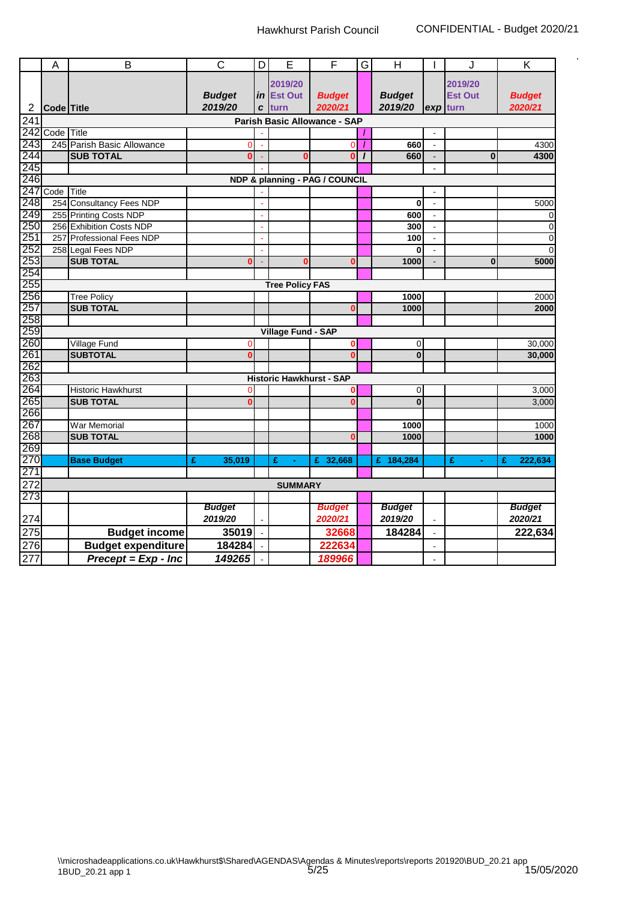| | A | B | C | D | E | F | G | H | I | J | K |
|---|---|---|---|---|---|---|---|---|---|---|---|
| 2 | Code | Title | *Budget 2019/20* | *in c* | 2019/20 Est Out turn | *Budget 2020/21* | | *Budget 2019/20* | *exp* | 2019/20 Est Out turn | *Budget 2020/21* |
| 241 | | | | | **Parish Basic Allowance - SAP** | | | | | | |
| 242 | Code | Title | | - | | | / | | - | | |
| 243 | 245 | Parish Basic Allowance | 0 | - | | 0 | / | 660 | - | | 4300 |
| 244 | | **SUB TOTAL** | **0** | - | **0** | **0** | / | **660** | - | **0** | **4300** |
| 245 | | | | - | | | | | - | | |
| 246 | | | | | **NDP & planning - PAG / COUNCIL** | | | | | | |
| 247 | Code | Title | | - | | | | | - | | |
| 248 | 254 | Consultancy Fees NDP | | - | | | | **0** | - | | 5000 |
| 249 | 255 | Printing Costs NDP | | - | | | | **600** | - | | 0 |
| 250 | 256 | Exhibition Costs NDP | | - | | | | **300** | - | | 0 |
| 251 | 257 | Professional Fees NDP | | - | | | | **100** | - | | 0 |
| 252 | 258 | Legal Fees NDP | | - | | | | **0** | - | | 0 |
| 253 | | **SUB TOTAL** | **0** | - | **0** | **0** | | **1000** | - | **0** | **5000** |
| 254 | | | | | | | | | | | |
| 255 | | | | | **Tree Policy FAS** | | | | | | |
| 256 | | Tree Policy | | | | | | **1000** | | | 2000 |
| 257 | | **SUB TOTAL** | | | | **0** | | **1000** | | | **2000** |
| 258 | | | | | | | | | | | |
| 259 | | | | | **Village Fund - SAP** | | | | | | |
| 260 | | Village Fund | 0 | | | **0** | | 0 | | | 30,000 |
| 261 | | **SUBTOTAL** | **0** | | | **0** | | **0** | | | **30,000** |
| 262 | | | | | | | | | | | |
| 263 | | | | | **Historic Hawkhurst - SAP** | | | | | | |
| 264 | | Historic Hawkhurst | 0 | | | **0** | | 0 | | | 3,000 |
| 265 | | **SUB TOTAL** | **0** | | | **0** | | **0** | | | 3,000 |
| 266 | | | | | | | | | | | |
| 267 | | War Memorial | | | | | | **1000** | | | 1000 |
| 268 | | **SUB TOTAL** | | | | **0** | | **1000** | | | **1000** |
| 269 | | | | | | | | | | | |
| 270 | | **Base Budget** | **£ 35,019** | | **£ -** | **£ 32,668** | | **£ 184,284** | | **£ -** | **£ 222,634** |
| 271 | | | | | | | | | | | |
| 272 | | | | | **SUMMARY** | | | | | | |
| 273 | | | | | | | | | | | |
| 274 | | | *Budget 2019/20* | - | | *Budget 2020/21* | | *Budget 2019/20* | - | | *Budget 2020/21* |
| 275 | | **Budget income** | **35019** | - | | **32668** | | **184284** | - | | **222,634** |
| 276 | | **Budget expenditure** | **184284** | - | | **222634** | | | - | | |
| 277 | | ***Precept = Exp - Inc*** | ***149265*** | - | | ***189966*** | | | - | | |

\\microshadeapplications.co.uk\Hawkhurst$\Shared\AGENDAS\Agendas & Minutes\reports\reports 201920\BUD_20.21 app 1BUD_20.21 app 1

15/05/2020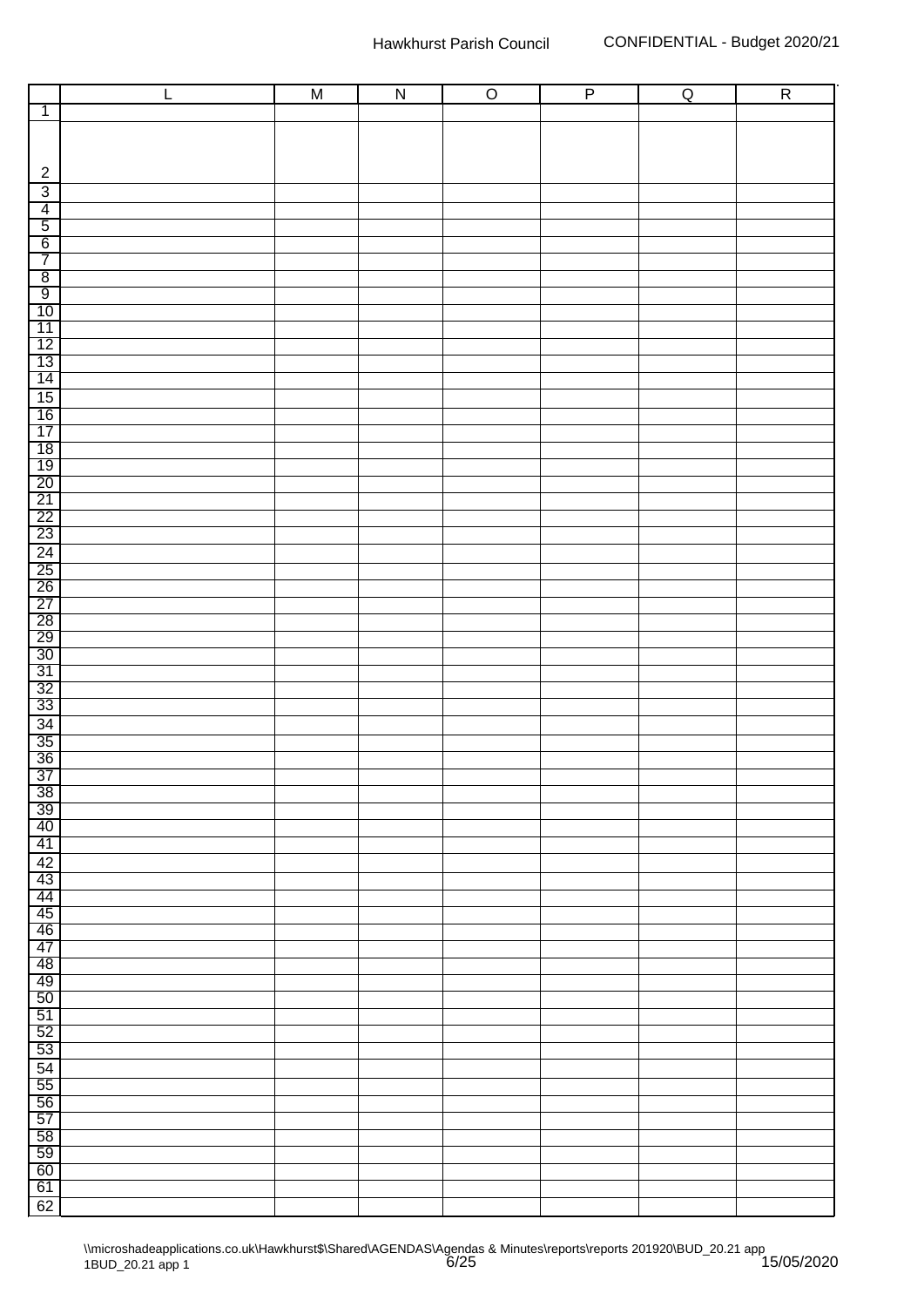| | L | M | N | O | P | Q | R |
|---|---|---|---|---|---|---|---|
| 1 | | | | | | | |
| 2 | | | | | | | |
| 3 | | | | | | | |
| 4 | | | | | | | |
| 5 | | | | | | | |
| 6 | | | | | | | |
| 7 | | | | | | | |
| 8 | | | | | | | |
| 9 | | | | | | | |
| 10 | | | | | | | |
| 11 | | | | | | | |
| 12 | | | | | | | |
| 13 | | | | | | | |
| 14 | | | | | | | |
| 15 | | | | | | | |
| 16 | | | | | | | |
| 17 | | | | | | | |
| 18 | | | | | | | |
| 19 | | | | | | | |
| 20 | | | | | | | |
| 21 | | | | | | | |
| 22 | | | | | | | |
| 23 | | | | | | | |
| 24 | | | | | | | |
| 25 | | | | | | | |
| 26 | | | | | | | |
| 27 | | | | | | | |
| 28 | | | | | | | |
| 29 | | | | | | | |
| 30 | | | | | | | |
| 31 | | | | | | | |
| 32 | | | | | | | |
| 33 | | | | | | | |
| 34 | | | | | | | |
| 35 | | | | | | | |
| 36 | | | | | | | |
| 37 | | | | | | | |
| 38 | | | | | | | |
| 39 | | | | | | | |
| 40 | | | | | | | |
| 41 | | | | | | | |
| 42 | | | | | | | |
| 43 | | | | | | | |
| 44 | | | | | | | |
| 45 | | | | | | | |
| 46 | | | | | | | |
| 47 | | | | | | | |
| 48 | | | | | | | |
| 49 | | | | | | | |
| 50 | | | | | | | |
| 51 | | | | | | | |
| 52 | | | | | | | |
| 53 | | | | | | | |
| 54 | | | | | | | |
| 55 | | | | | | | |
| 56 | | | | | | | |
| 57 | | | | | | | |
| 58 | | | | | | | |
| 59 | | | | | | | |
| 60 | | | | | | | |
| 61 | | | | | | | |
| 62 | | | | | | | |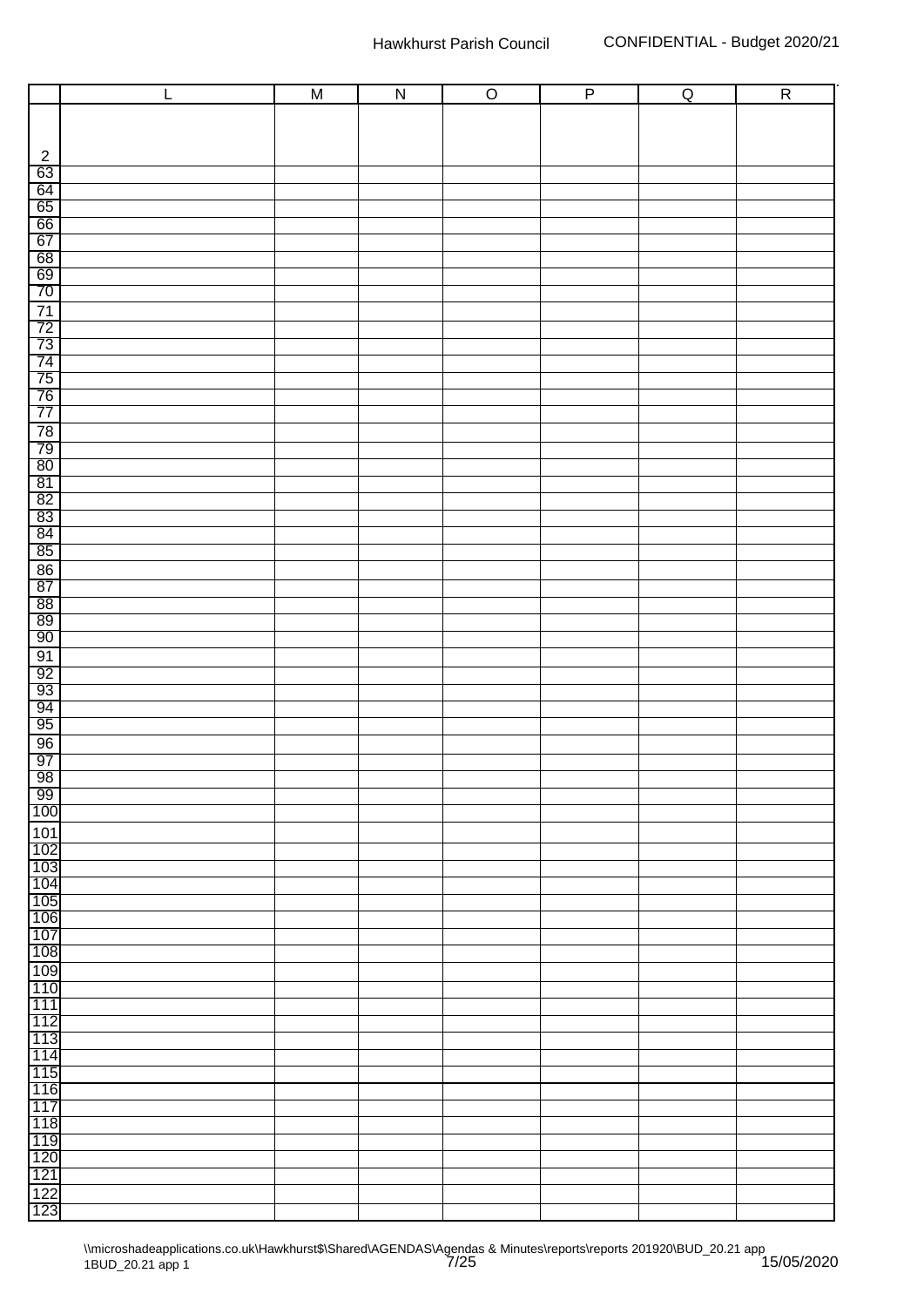| | L | M | N | O | P | Q | R |
|---|---|---|---|---|---|---|---|
| 2 | | | | | | | |
| 63 | | | | | | | |
| 64 | | | | | | | |
| 65 | | | | | | | |
| 66 | | | | | | | |
| 67 | | | | | | | |
| 68 | | | | | | | |
| 69 | | | | | | | |
| 70 | | | | | | | |
| 71 | | | | | | | |
| 72 | | | | | | | |
| 73 | | | | | | | |
| 74 | | | | | | | |
| 75 | | | | | | | |
| 76 | | | | | | | |
| 77 | | | | | | | |
| 78 | | | | | | | |
| 79 | | | | | | | |
| 80 | | | | | | | |
| 81 | | | | | | | |
| 82 | | | | | | | |
| 83 | | | | | | | |
| 84 | | | | | | | |
| 85 | | | | | | | |
| 86 | | | | | | | |
| 87 | | | | | | | |
| 88 | | | | | | | |
| 89 | | | | | | | |
| 90 | | | | | | | |
| 91 | | | | | | | |
| 92 | | | | | | | |
| 93 | | | | | | | |
| 94 | | | | | | | |
| 95 | | | | | | | |
| 96 | | | | | | | |
| 97 | | | | | | | |
| 98 | | | | | | | |
| 99 | | | | | | | |
| 100 | | | | | | | |
| 101 | | | | | | | |
| 102 | | | | | | | |
| 103 | | | | | | | |
| 104 | | | | | | | |
| 105 | | | | | | | |
| 106 | | | | | | | |
| 107 | | | | | | | |
| 108 | | | | | | | |
| 109 | | | | | | | |
| 110 | | | | | | | |
| 111 | | | | | | | |
| 112 | | | | | | | |
| 113 | | | | | | | |
| 114 | | | | | | | |
| 115 | | | | | | | |
| 116 | | | | | | | |
| 117 | | | | | | | |
| 118 | | | | | | | |
| 119 | | | | | | | |
| 120 | | | | | | | |
| 121 | | | | | | | |
| 122 | | | | | | | |
| 123 | | | | | | | |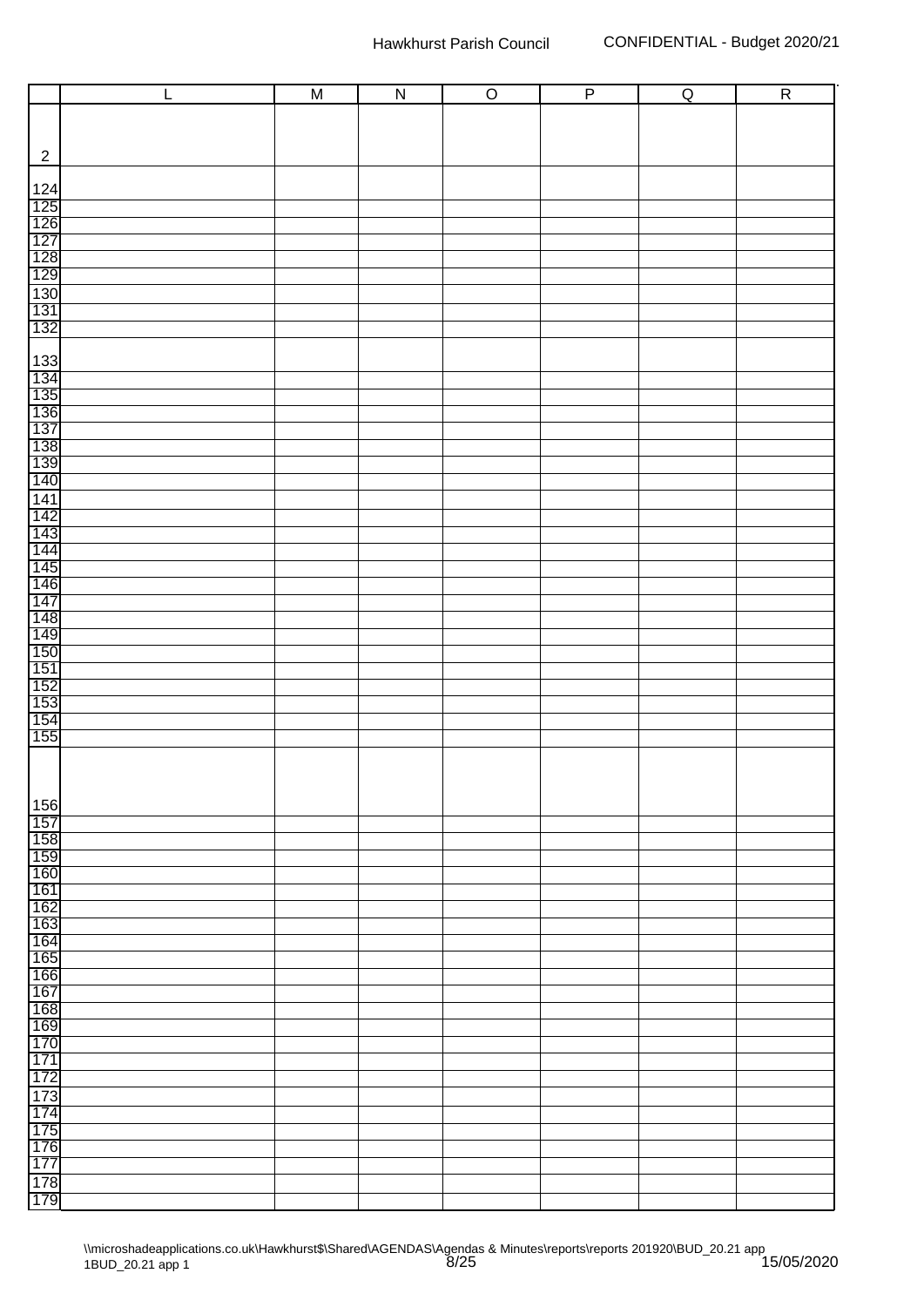| | L | M | N | O | P | Q | R |
|---|---|---|---|---|---|---|---|
| 2 | | | | | | | |
| 124 | | | | | | | |
| 125 | | | | | | | |
| 126 | | | | | | | |
| 127 | | | | | | | |
| 128 | | | | | | | |
| 129 | | | | | | | |
| 130 | | | | | | | |
| 131 | | | | | | | |
| 132 | | | | | | | |
| 133 | | | | | | | |
| 134 | | | | | | | |
| 135 | | | | | | | |
| 136 | | | | | | | |
| 137 | | | | | | | |
| 138 | | | | | | | |
| 139 | | | | | | | |
| 140 | | | | | | | |
| 141 | | | | | | | |
| 142 | | | | | | | |
| 143 | | | | | | | |
| 144 | | | | | | | |
| 145 | | | | | | | |
| 146 | | | | | | | |
| 147 | | | | | | | |
| 148 | | | | | | | |
| 149 | | | | | | | |
| 150 | | | | | | | |
| 151 | | | | | | | |
| 152 | | | | | | | |
| 153 | | | | | | | |
| 154 | | | | | | | |
| 155 | | | | | | | |
| 156 | | | | | | | |
| 157 | | | | | | | |
| 158 | | | | | | | |
| 159 | | | | | | | |
| 160 | | | | | | | |
| 161 | | | | | | | |
| 162 | | | | | | | |
| 163 | | | | | | | |
| 164 | | | | | | | |
| 165 | | | | | | | |
| 166 | | | | | | | |
| 167 | | | | | | | |
| 168 | | | | | | | |
| 169 | | | | | | | |
| 170 | | | | | | | |
| 171 | | | | | | | |
| 172 | | | | | | | |
| 173 | | | | | | | |
| 174 | | | | | | | |
| 175 | | | | | | | |
| 176 | | | | | | | |
| 177 | | | | | | | |
| 178 | | | | | | | |
| 179 | | | | | | | |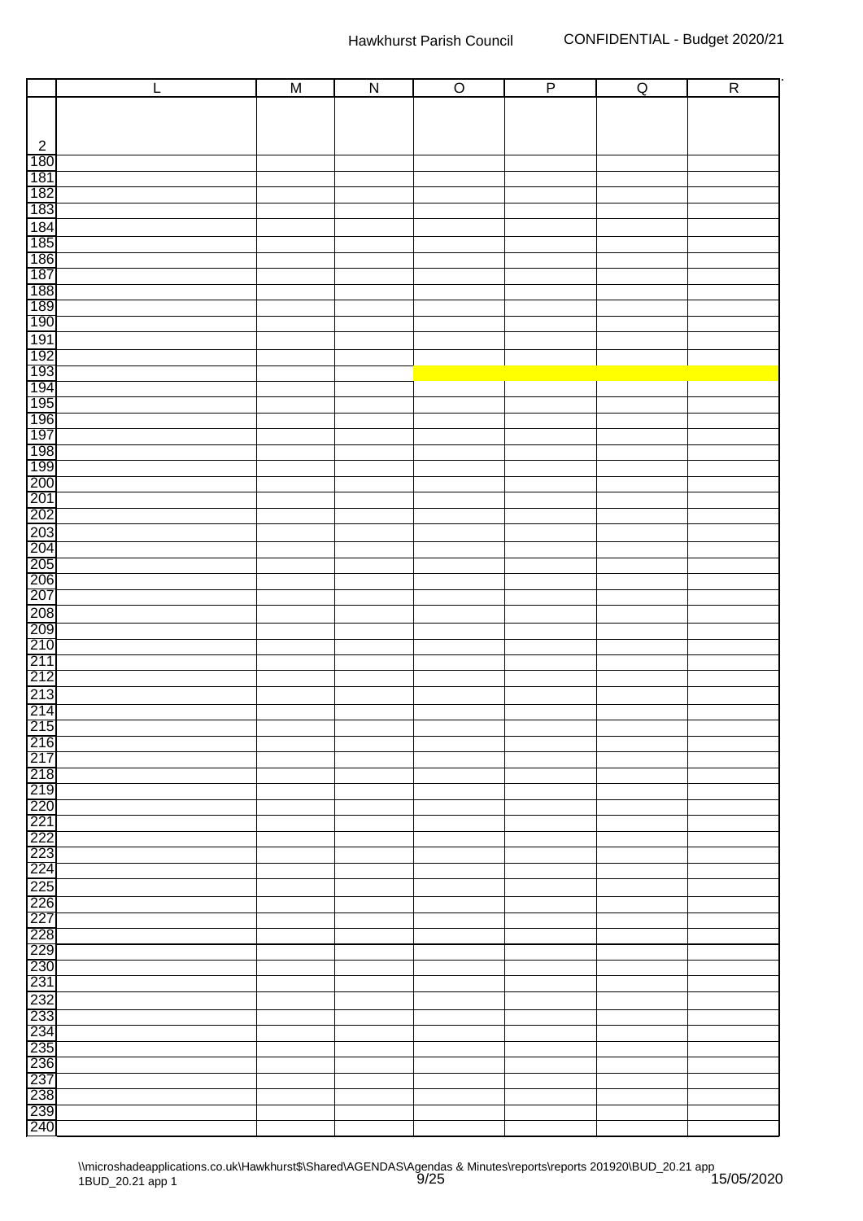| | L | M | N | O | P | Q | R |
|---|---|---|---|---|---|---|---|
| 2 | | | | | | | |
| 180 | | | | | | | |
| 181 | | | | | | | |
| 182 | | | | | | | |
| 183 | | | | | | | |
| 184 | | | | | | | |
| 185 | | | | | | | |
| 186 | | | | | | | |
| 187 | | | | | | | |
| 188 | | | | | | | |
| 189 | | | | | | | |
| 190 | | | | | | | |
| 191 | | | | | | | |
| 192 | | | | | | | |
| 193 | | | | | | | |
| 194 | | | | | | | |
| 195 | | | | | | | |
| 196 | | | | | | | |
| 197 | | | | | | | |
| 198 | | | | | | | |
| 199 | | | | | | | |
| 200 | | | | | | | |
| 201 | | | | | | | |
| 202 | | | | | | | |
| 203 | | | | | | | |
| 204 | | | | | | | |
| 205 | | | | | | | |
| 206 | | | | | | | |
| 207 | | | | | | | |
| 208 | | | | | | | |
| 209 | | | | | | | |
| 210 | | | | | | | |
| 211 | | | | | | | |
| 212 | | | | | | | |
| 213 | | | | | | | |
| 214 | | | | | | | |
| 215 | | | | | | | |
| 216 | | | | | | | |
| 217 | | | | | | | |
| 218 | | | | | | | |
| 219 | | | | | | | |
| 220 | | | | | | | |
| 221 | | | | | | | |
| 222 | | | | | | | |
| 223 | | | | | | | |
| 224 | | | | | | | |
| 225 | | | | | | | |
| 226 | | | | | | | |
| 227 | | | | | | | |
| 228 | | | | | | | |
| 229 | | | | | | | |
| 230 | | | | | | | |
| 231 | | | | | | | |
| 232 | | | | | | | |
| 233 | | | | | | | |
| 234 | | | | | | | |
| 235 | | | | | | | |
| 236 | | | | | | | |
| 237 | | | | | | | |
| 238 | | | | | | | |
| 239 | | | | | | | |
| 240 | | | | | | | |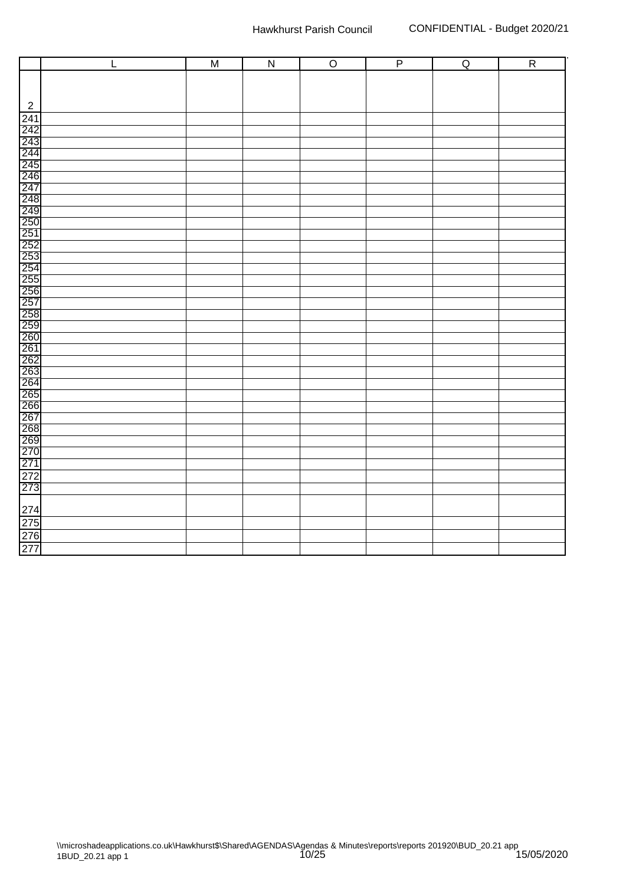| | L | M | N | O | P | Q | R |
|---|---|---|---|---|---|---|---|
| 2 | | | | | | | |
| 241 | | | | | | | |
| 242 | | | | | | | |
| 243 | | | | | | | |
| 244 | | | | | | | |
| 245 | | | | | | | |
| 246 | | | | | | | |
| 247 | | | | | | | |
| 248 | | | | | | | |
| 249 | | | | | | | |
| 250 | | | | | | | |
| 251 | | | | | | | |
| 252 | | | | | | | |
| 253 | | | | | | | |
| 254 | | | | | | | |
| 255 | | | | | | | |
| 256 | | | | | | | |
| 257 | | | | | | | |
| 258 | | | | | | | |
| 259 | | | | | | | |
| 260 | | | | | | | |
| 261 | | | | | | | |
| 262 | | | | | | | |
| 263 | | | | | | | |
| 264 | | | | | | | |
| 265 | | | | | | | |
| 266 | | | | | | | |
| 267 | | | | | | | |
| 268 | | | | | | | |
| 269 | | | | | | | |
| 270 | | | | | | | |
| 271 | | | | | | | |
| 272 | | | | | | | |
| 273 | | | | | | | |
| 274 | | | | | | | |
| 275 | | | | | | | |
| 276 | | | | | | | |
| 277 | | | | | | | |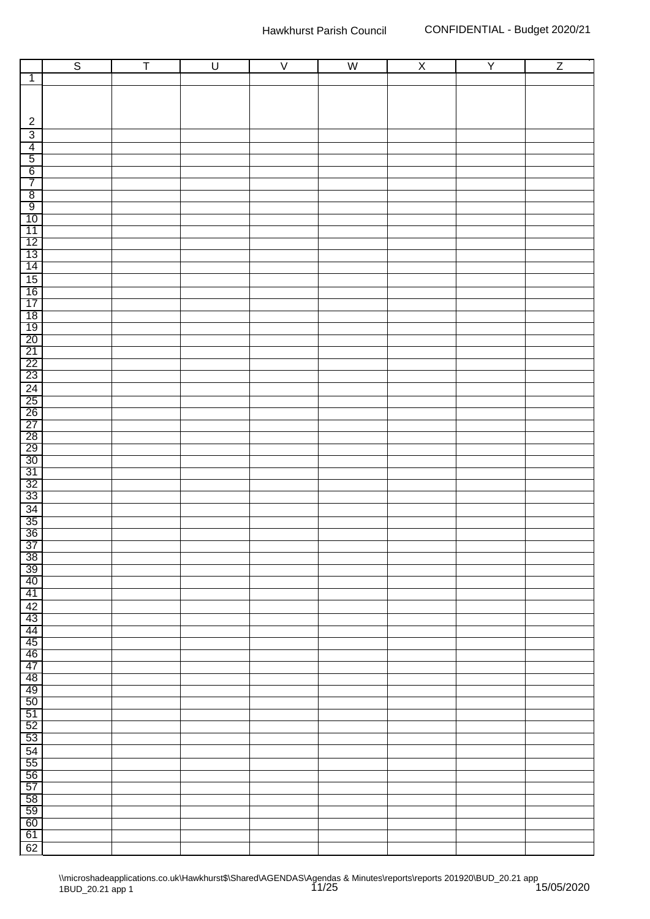| | S | T | U | V | W | X | Y | Z |
|---|---|---|---|---|---|---|---|---|
| 1 | | | | | | | | |
| 2 | | | | | | | | |
| 3 | | | | | | | | |
| 4 | | | | | | | | |
| 5 | | | | | | | | |
| 6 | | | | | | | | |
| 7 | | | | | | | | |
| 8 | | | | | | | | |
| 9 | | | | | | | | |
| 10 | | | | | | | | |
| 11 | | | | | | | | |
| 12 | | | | | | | | |
| 13 | | | | | | | | |
| 14 | | | | | | | | |
| 15 | | | | | | | | |
| 16 | | | | | | | | |
| 17 | | | | | | | | |
| 18 | | | | | | | | |
| 19 | | | | | | | | |
| 20 | | | | | | | | |
| 21 | | | | | | | | |
| 22 | | | | | | | | |
| 23 | | | | | | | | |
| 24 | | | | | | | | |
| 25 | | | | | | | | |
| 26 | | | | | | | | |
| 27 | | | | | | | | |
| 28 | | | | | | | | |
| 29 | | | | | | | | |
| 30 | | | | | | | | |
| 31 | | | | | | | | |
| 32 | | | | | | | | |
| 33 | | | | | | | | |
| 34 | | | | | | | | |
| 35 | | | | | | | | |
| 36 | | | | | | | | |
| 37 | | | | | | | | |
| 38 | | | | | | | | |
| 39 | | | | | | | | |
| 40 | | | | | | | | |
| 41 | | | | | | | | |
| 42 | | | | | | | | |
| 43 | | | | | | | | |
| 44 | | | | | | | | |
| 45 | | | | | | | | |
| 46 | | | | | | | | |
| 47 | | | | | | | | |
| 48 | | | | | | | | |
| 49 | | | | | | | | |
| 50 | | | | | | | | |
| 51 | | | | | | | | |
| 52 | | | | | | | | |
| 53 | | | | | | | | |
| 54 | | | | | | | | |
| 55 | | | | | | | | |
| 56 | | | | | | | | |
| 57 | | | | | | | | |
| 58 | | | | | | | | |
| 59 | | | | | | | | |
| 60 | | | | | | | | |
| 61 | | | | | | | | |
| 62 | | | | | | | | |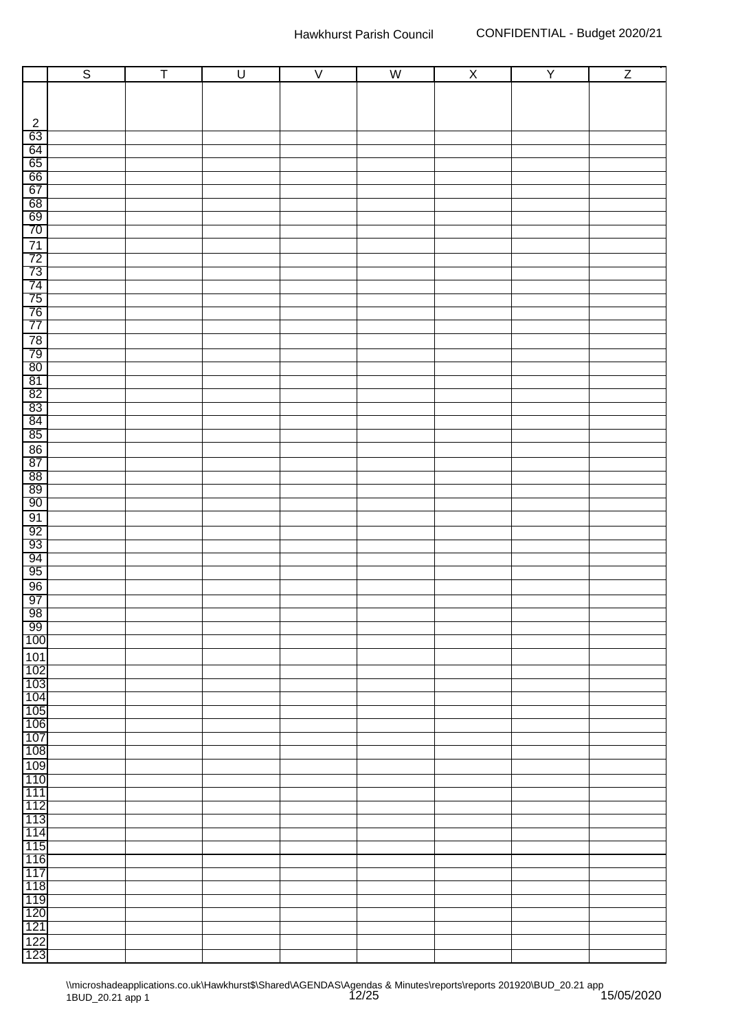| | S | T | U | V | W | X | Y | Z |
|---|---|---|---|---|---|---|---|---|
| 2 | | | | | | | | |
| 63 | | | | | | | | |
| 64 | | | | | | | | |
| 65 | | | | | | | | |
| 66 | | | | | | | | |
| 67 | | | | | | | | |
| 68 | | | | | | | | |
| 69 | | | | | | | | |
| 70 | | | | | | | | |
| 71 | | | | | | | | |
| 72 | | | | | | | | |
| 73 | | | | | | | | |
| 74 | | | | | | | | |
| 75 | | | | | | | | |
| 76 | | | | | | | | |
| 77 | | | | | | | | |
| 78 | | | | | | | | |
| 79 | | | | | | | | |
| 80 | | | | | | | | |
| 81 | | | | | | | | |
| 82 | | | | | | | | |
| 83 | | | | | | | | |
| 84 | | | | | | | | |
| 85 | | | | | | | | |
| 86 | | | | | | | | |
| 87 | | | | | | | | |
| 88 | | | | | | | | |
| 89 | | | | | | | | |
| 90 | | | | | | | | |
| 91 | | | | | | | | |
| 92 | | | | | | | | |
| 93 | | | | | | | | |
| 94 | | | | | | | | |
| 95 | | | | | | | | |
| 96 | | | | | | | | |
| 97 | | | | | | | | |
| 98 | | | | | | | | |
| 99 | | | | | | | | |
| 100 | | | | | | | | |
| 101 | | | | | | | | |
| 102 | | | | | | | | |
| 103 | | | | | | | | |
| 104 | | | | | | | | |
| 105 | | | | | | | | |
| 106 | | | | | | | | |
| 107 | | | | | | | | |
| 108 | | | | | | | | |
| 109 | | | | | | | | |
| 110 | | | | | | | | |
| 111 | | | | | | | | |
| 112 | | | | | | | | |
| 113 | | | | | | | | |
| 114 | | | | | | | | |
| 115 | | | | | | | | |
| 116 | | | | | | | | |
| 117 | | | | | | | | |
| 118 | | | | | | | | |
| 119 | | | | | | | | |
| 120 | | | | | | | | |
| 121 | | | | | | | | |
| 122 | | | | | | | | |
| 123 | | | | | | | | |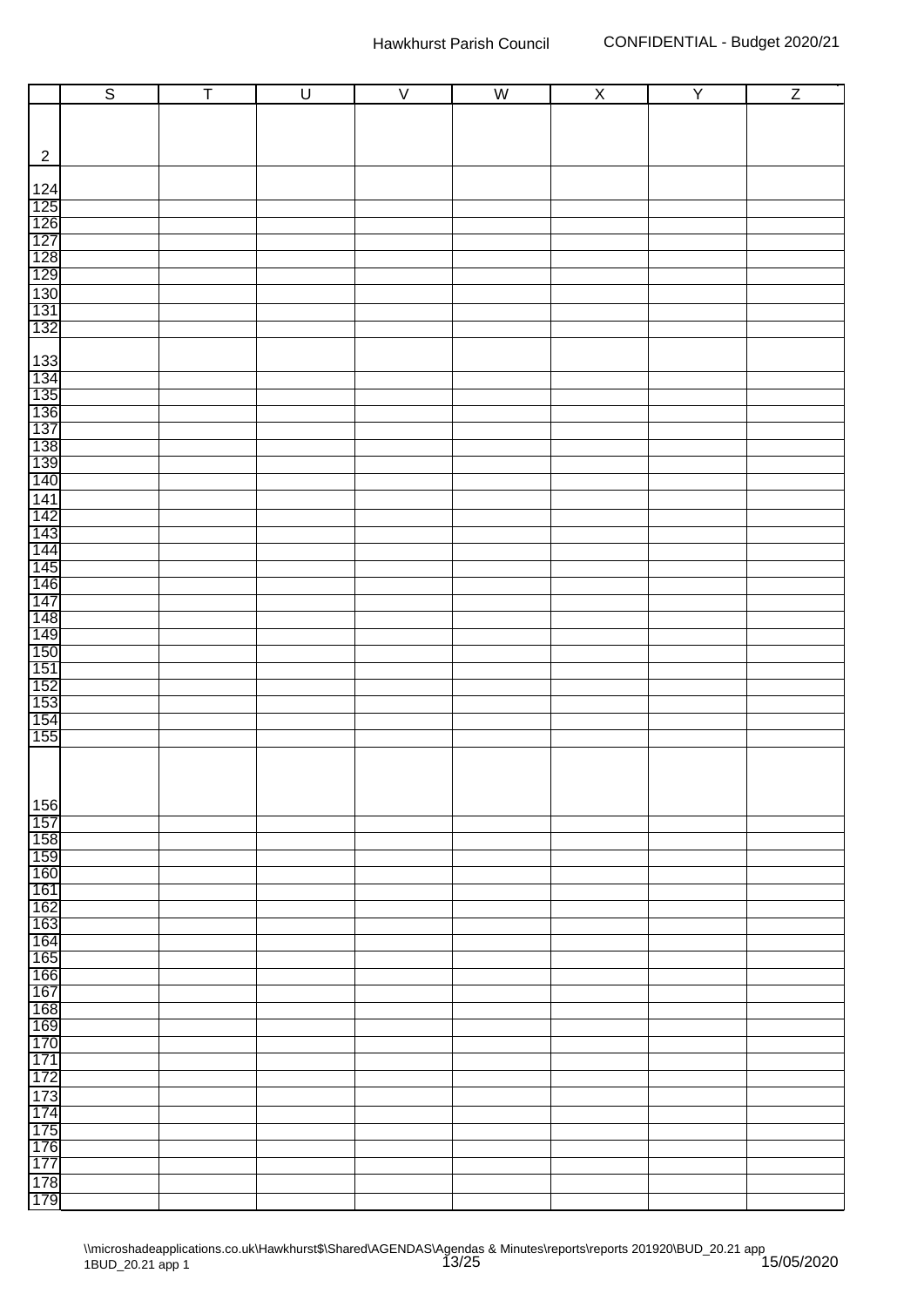|  | S | T | U | V | W | X | Y | Z |
|---|---|---|---|---|---|---|---|---|
| 2 | | | | | | | | |
| 124 | | | | | | | | |
| 125 | | | | | | | | |
| 126 | | | | | | | | |
| 127 | | | | | | | | |
| 128 | | | | | | | | |
| 129 | | | | | | | | |
| 130 | | | | | | | | |
| 131 | | | | | | | | |
| 132 | | | | | | | | |
| 133 | | | | | | | | |
| 134 | | | | | | | | |
| 135 | | | | | | | | |
| 136 | | | | | | | | |
| 137 | | | | | | | | |
| 138 | | | | | | | | |
| 139 | | | | | | | | |
| 140 | | | | | | | | |
| 141 | | | | | | | | |
| 142 | | | | | | | | |
| 143 | | | | | | | | |
| 144 | | | | | | | | |
| 145 | | | | | | | | |
| 146 | | | | | | | | |
| 147 | | | | | | | | |
| 148 | | | | | | | | |
| 149 | | | | | | | | |
| 150 | | | | | | | | |
| 151 | | | | | | | | |
| 152 | | | | | | | | |
| 153 | | | | | | | | |
| 154 | | | | | | | | |
| 155 | | | | | | | | |
| 156 | | | | | | | | |
| 157 | | | | | | | | |
| 158 | | | | | | | | |
| 159 | | | | | | | | |
| 160 | | | | | | | | |
| 161 | | | | | | | | |
| 162 | | | | | | | | |
| 163 | | | | | | | | |
| 164 | | | | | | | | |
| 165 | | | | | | | | |
| 166 | | | | | | | | |
| 167 | | | | | | | | |
| 168 | | | | | | | | |
| 169 | | | | | | | | |
| 170 | | | | | | | | |
| 171 | | | | | | | | |
| 172 | | | | | | | | |
| 173 | | | | | | | | |
| 174 | | | | | | | | |
| 175 | | | | | | | | |
| 176 | | | | | | | | |
| 177 | | | | | | | | |
| 178 | | | | | | | | |
| 179 | | | | | | | | |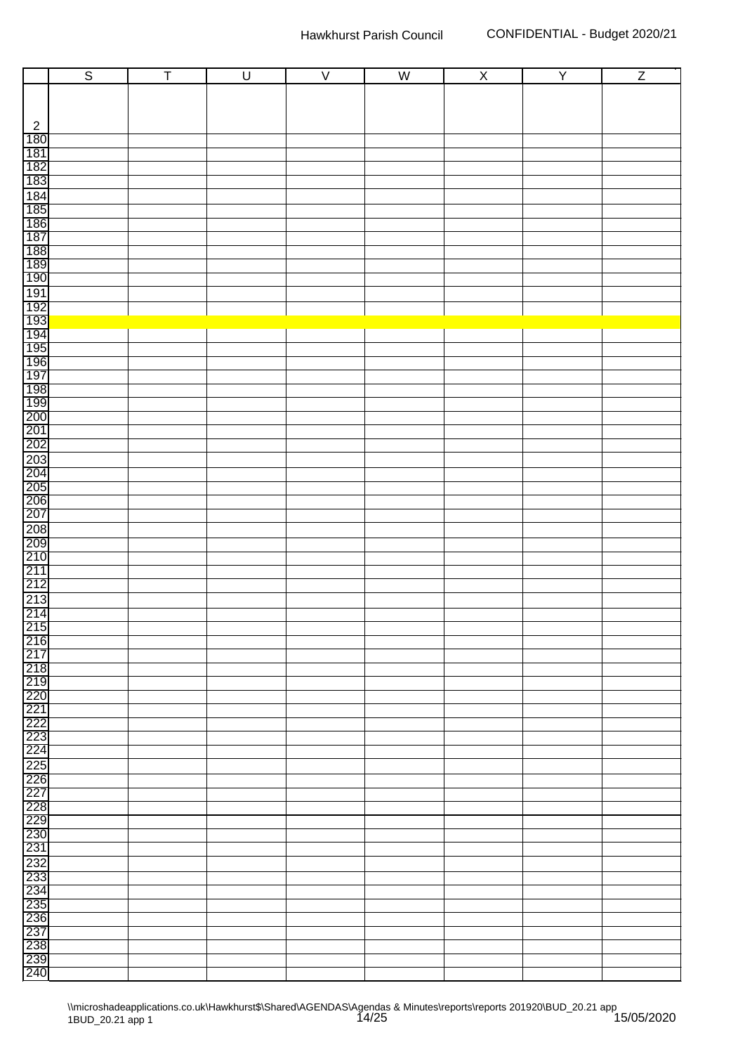| | S | T | U | V | W | X | Y | Z |
|---|---|---|---|---|---|---|---|---|
| 2 | | | | | | | | |
| 180 | | | | | | | | |
| 181 | | | | | | | | |
| 182 | | | | | | | | |
| 183 | | | | | | | | |
| 184 | | | | | | | | |
| 185 | | | | | | | | |
| 186 | | | | | | | | |
| 187 | | | | | | | | |
| 188 | | | | | | | | |
| 189 | | | | | | | | |
| 190 | | | | | | | | |
| 191 | | | | | | | | |
| 192 | | | | | | | | |
| 193 | | | | | | | | |
| 194 | | | | | | | | |
| 195 | | | | | | | | |
| 196 | | | | | | | | |
| 197 | | | | | | | | |
| 198 | | | | | | | | |
| 199 | | | | | | | | |
| 200 | | | | | | | | |
| 201 | | | | | | | | |
| 202 | | | | | | | | |
| 203 | | | | | | | | |
| 204 | | | | | | | | |
| 205 | | | | | | | | |
| 206 | | | | | | | | |
| 207 | | | | | | | | |
| 208 | | | | | | | | |
| 209 | | | | | | | | |
| 210 | | | | | | | | |
| 211 | | | | | | | | |
| 212 | | | | | | | | |
| 213 | | | | | | | | |
| 214 | | | | | | | | |
| 215 | | | | | | | | |
| 216 | | | | | | | | |
| 217 | | | | | | | | |
| 218 | | | | | | | | |
| 219 | | | | | | | | |
| 220 | | | | | | | | |
| 221 | | | | | | | | |
| 222 | | | | | | | | |
| 223 | | | | | | | | |
| 224 | | | | | | | | |
| 225 | | | | | | | | |
| 226 | | | | | | | | |
| 227 | | | | | | | | |
| 228 | | | | | | | | |
| 229 | | | | | | | | |
| 230 | | | | | | | | |
| 231 | | | | | | | | |
| 232 | | | | | | | | |
| 233 | | | | | | | | |
| 234 | | | | | | | | |
| 235 | | | | | | | | |
| 236 | | | | | | | | |
| 237 | | | | | | | | |
| 238 | | | | | | | | |
| 239 | | | | | | | | |
| 240 | | | | | | | | |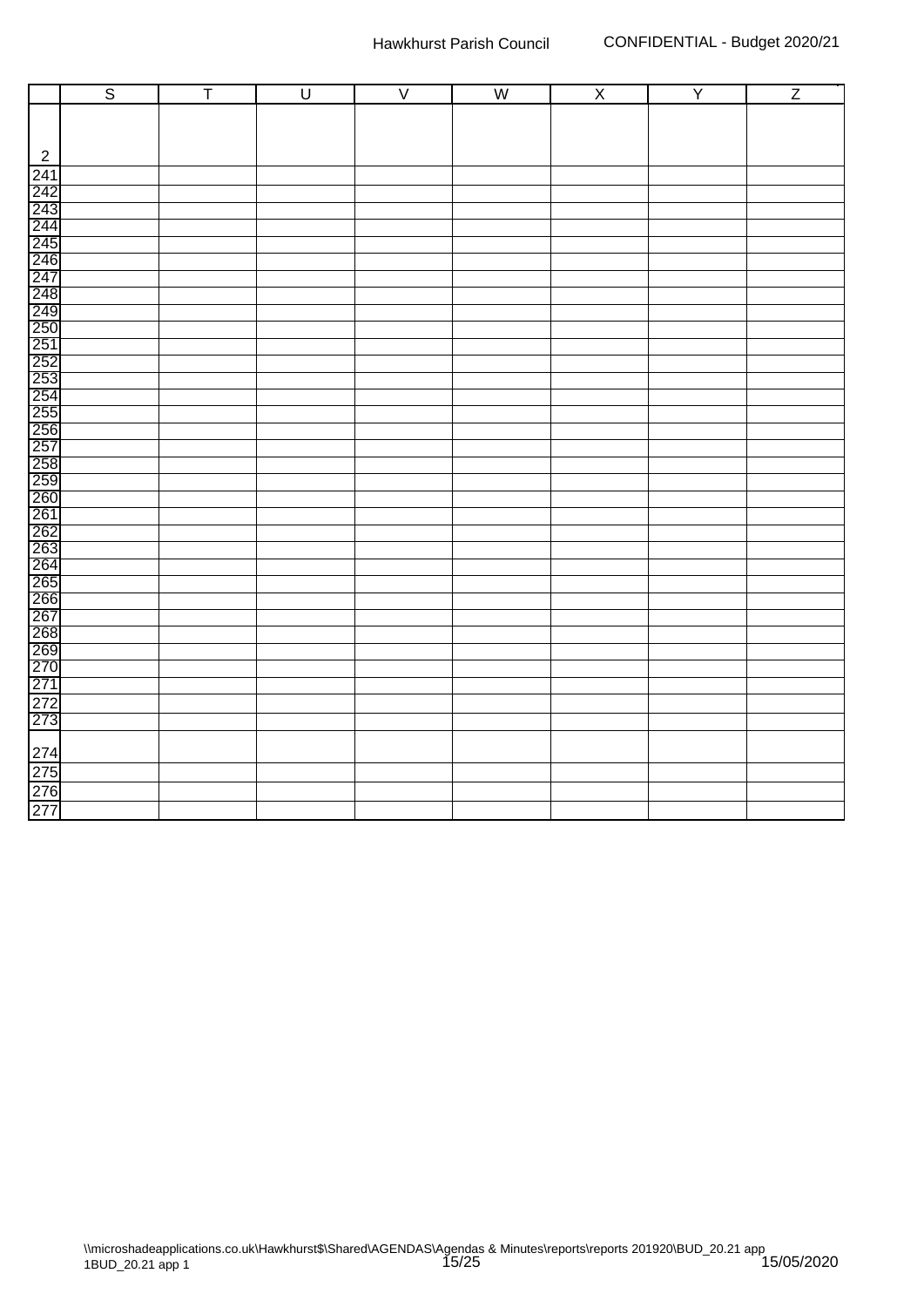|  | S | T | U | V | W | X | Y | Z |
|---|---|---|---|---|---|---|---|---|
| 2 |  |  |  |  |  |  |  |  |
| 241 |  |  |  |  |  |  |  |  |
| 242 |  |  |  |  |  |  |  |  |
| 243 |  |  |  |  |  |  |  |  |
| 244 |  |  |  |  |  |  |  |  |
| 245 |  |  |  |  |  |  |  |  |
| 246 |  |  |  |  |  |  |  |  |
| 247 |  |  |  |  |  |  |  |  |
| 248 |  |  |  |  |  |  |  |  |
| 249 |  |  |  |  |  |  |  |  |
| 250 |  |  |  |  |  |  |  |  |
| 251 |  |  |  |  |  |  |  |  |
| 252 |  |  |  |  |  |  |  |  |
| 253 |  |  |  |  |  |  |  |  |
| 254 |  |  |  |  |  |  |  |  |
| 255 |  |  |  |  |  |  |  |  |
| 256 |  |  |  |  |  |  |  |  |
| 257 |  |  |  |  |  |  |  |  |
| 258 |  |  |  |  |  |  |  |  |
| 259 |  |  |  |  |  |  |  |  |
| 260 |  |  |  |  |  |  |  |  |
| 261 |  |  |  |  |  |  |  |  |
| 262 |  |  |  |  |  |  |  |  |
| 263 |  |  |  |  |  |  |  |  |
| 264 |  |  |  |  |  |  |  |  |
| 265 |  |  |  |  |  |  |  |  |
| 266 |  |  |  |  |  |  |  |  |
| 267 |  |  |  |  |  |  |  |  |
| 268 |  |  |  |  |  |  |  |  |
| 269 |  |  |  |  |  |  |  |  |
| 270 |  |  |  |  |  |  |  |  |
| 271 |  |  |  |  |  |  |  |  |
| 272 |  |  |  |  |  |  |  |  |
| 273 |  |  |  |  |  |  |  |  |
| 274 |  |  |  |  |  |  |  |  |
| 275 |  |  |  |  |  |  |  |  |
| 276 |  |  |  |  |  |  |  |  |
| 277 |  |  |  |  |  |  |  |  |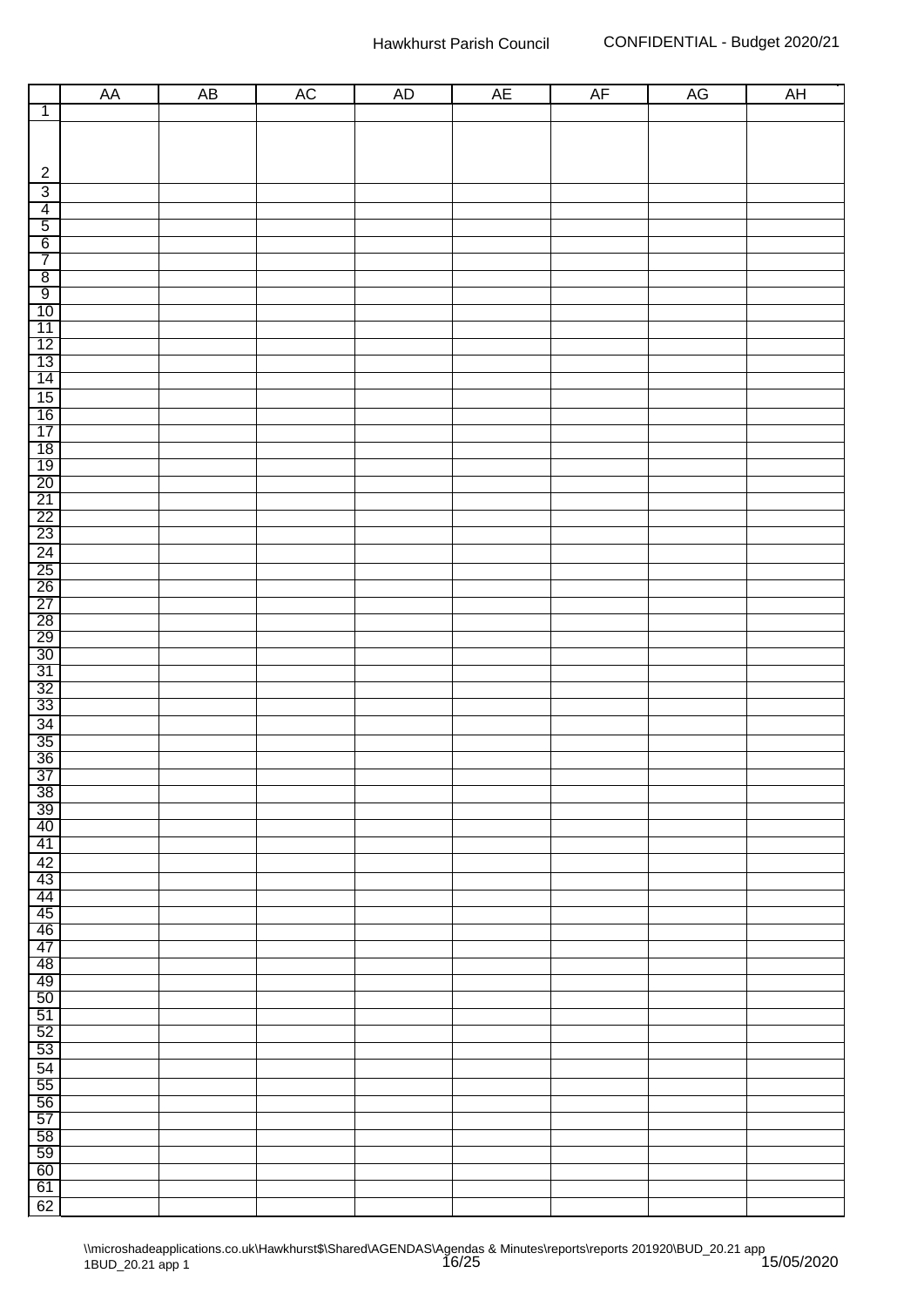| | AA | AB | AC | AD | AE | AF | AG | AH |
|---|---|---|---|---|---|---|---|---|
| 1 | | | | | | | | |
| 2 | | | | | | | | |
| 3 | | | | | | | | |
| 4 | | | | | | | | |
| 5 | | | | | | | | |
| 6 | | | | | | | | |
| 7 | | | | | | | | |
| 8 | | | | | | | | |
| 9 | | | | | | | | |
| 10 | | | | | | | | |
| 11 | | | | | | | | |
| 12 | | | | | | | | |
| 13 | | | | | | | | |
| 14 | | | | | | | | |
| 15 | | | | | | | | |
| 16 | | | | | | | | |
| 17 | | | | | | | | |
| 18 | | | | | | | | |
| 19 | | | | | | | | |
| 20 | | | | | | | | |
| 21 | | | | | | | | |
| 22 | | | | | | | | |
| 23 | | | | | | | | |
| 24 | | | | | | | | |
| 25 | | | | | | | | |
| 26 | | | | | | | | |
| 27 | | | | | | | | |
| 28 | | | | | | | | |
| 29 | | | | | | | | |
| 30 | | | | | | | | |
| 31 | | | | | | | | |
| 32 | | | | | | | | |
| 33 | | | | | | | | |
| 34 | | | | | | | | |
| 35 | | | | | | | | |
| 36 | | | | | | | | |
| 37 | | | | | | | | |
| 38 | | | | | | | | |
| 39 | | | | | | | | |
| 40 | | | | | | | | |
| 41 | | | | | | | | |
| 42 | | | | | | | | |
| 43 | | | | | | | | |
| 44 | | | | | | | | |
| 45 | | | | | | | | |
| 46 | | | | | | | | |
| 47 | | | | | | | | |
| 48 | | | | | | | | |
| 49 | | | | | | | | |
| 50 | | | | | | | | |
| 51 | | | | | | | | |
| 52 | | | | | | | | |
| 53 | | | | | | | | |
| 54 | | | | | | | | |
| 55 | | | | | | | | |
| 56 | | | | | | | | |
| 57 | | | | | | | | |
| 58 | | | | | | | | |
| 59 | | | | | | | | |
| 60 | | | | | | | | |
| 61 | | | | | | | | |
| 62 | | | | | | | | |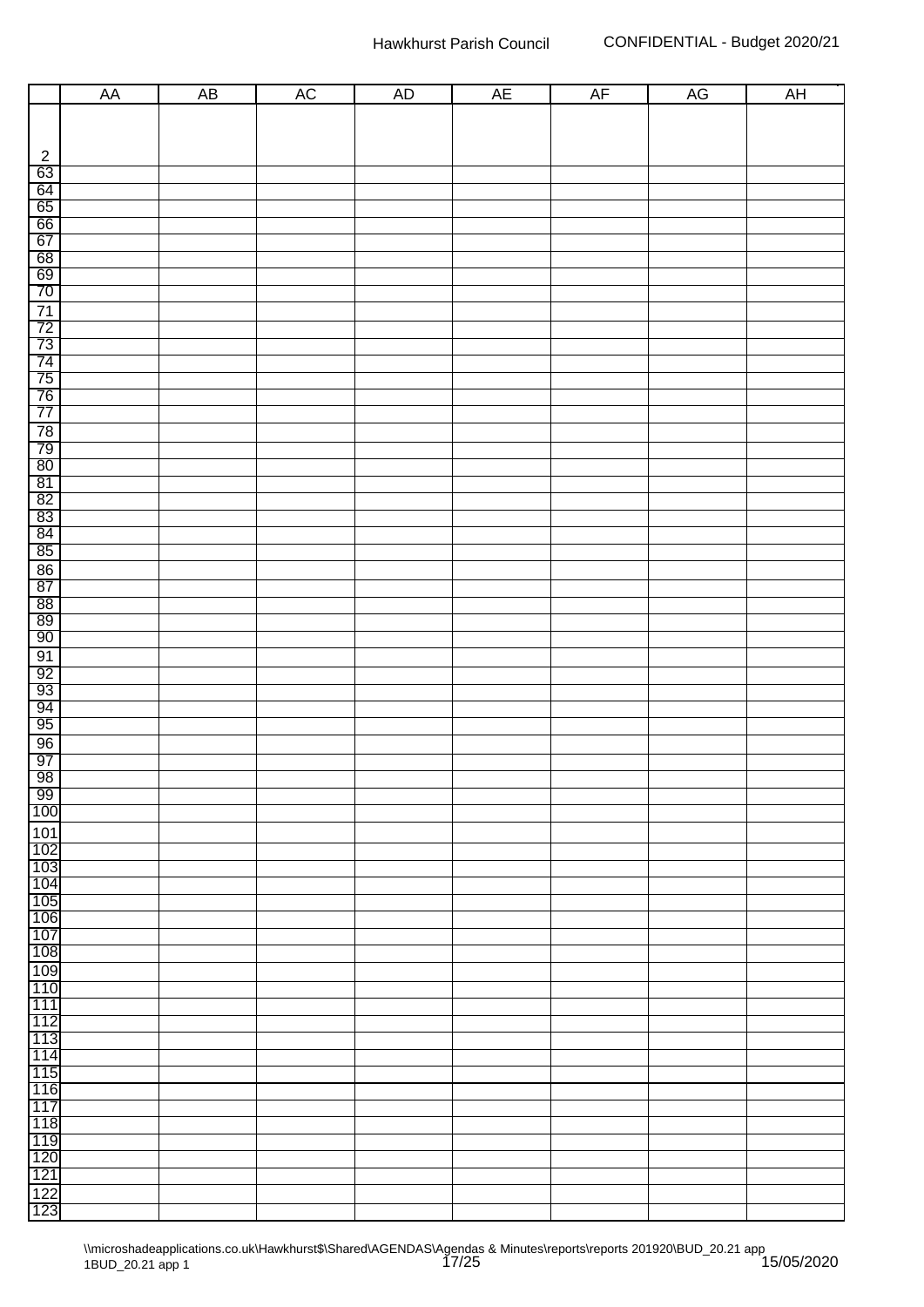| | AA | AB | AC | AD | AE | AF | AG | AH |
|---|---|---|---|---|---|---|---|---|
| 2 | | | | | | | | |
| 63 | | | | | | | | |
| 64 | | | | | | | | |
| 65 | | | | | | | | |
| 66 | | | | | | | | |
| 67 | | | | | | | | |
| 68 | | | | | | | | |
| 69 | | | | | | | | |
| 70 | | | | | | | | |
| 71 | | | | | | | | |
| 72 | | | | | | | | |
| 73 | | | | | | | | |
| 74 | | | | | | | | |
| 75 | | | | | | | | |
| 76 | | | | | | | | |
| 77 | | | | | | | | |
| 78 | | | | | | | | |
| 79 | | | | | | | | |
| 80 | | | | | | | | |
| 81 | | | | | | | | |
| 82 | | | | | | | | |
| 83 | | | | | | | | |
| 84 | | | | | | | | |
| 85 | | | | | | | | |
| 86 | | | | | | | | |
| 87 | | | | | | | | |
| 88 | | | | | | | | |
| 89 | | | | | | | | |
| 90 | | | | | | | | |
| 91 | | | | | | | | |
| 92 | | | | | | | | |
| 93 | | | | | | | | |
| 94 | | | | | | | | |
| 95 | | | | | | | | |
| 96 | | | | | | | | |
| 97 | | | | | | | | |
| 98 | | | | | | | | |
| 99 | | | | | | | | |
| 100 | | | | | | | | |
| 101 | | | | | | | | |
| 102 | | | | | | | | |
| 103 | | | | | | | | |
| 104 | | | | | | | | |
| 105 | | | | | | | | |
| 106 | | | | | | | | |
| 107 | | | | | | | | |
| 108 | | | | | | | | |
| 109 | | | | | | | | |
| 110 | | | | | | | | |
| 111 | | | | | | | | |
| 112 | | | | | | | | |
| 113 | | | | | | | | |
| 114 | | | | | | | | |
| 115 | | | | | | | | |
| 116 | | | | | | | | |
| 117 | | | | | | | | |
| 118 | | | | | | | | |
| 119 | | | | | | | | |
| 120 | | | | | | | | |
| 121 | | | | | | | | |
| 122 | | | | | | | | |
| 123 | | | | | | | | |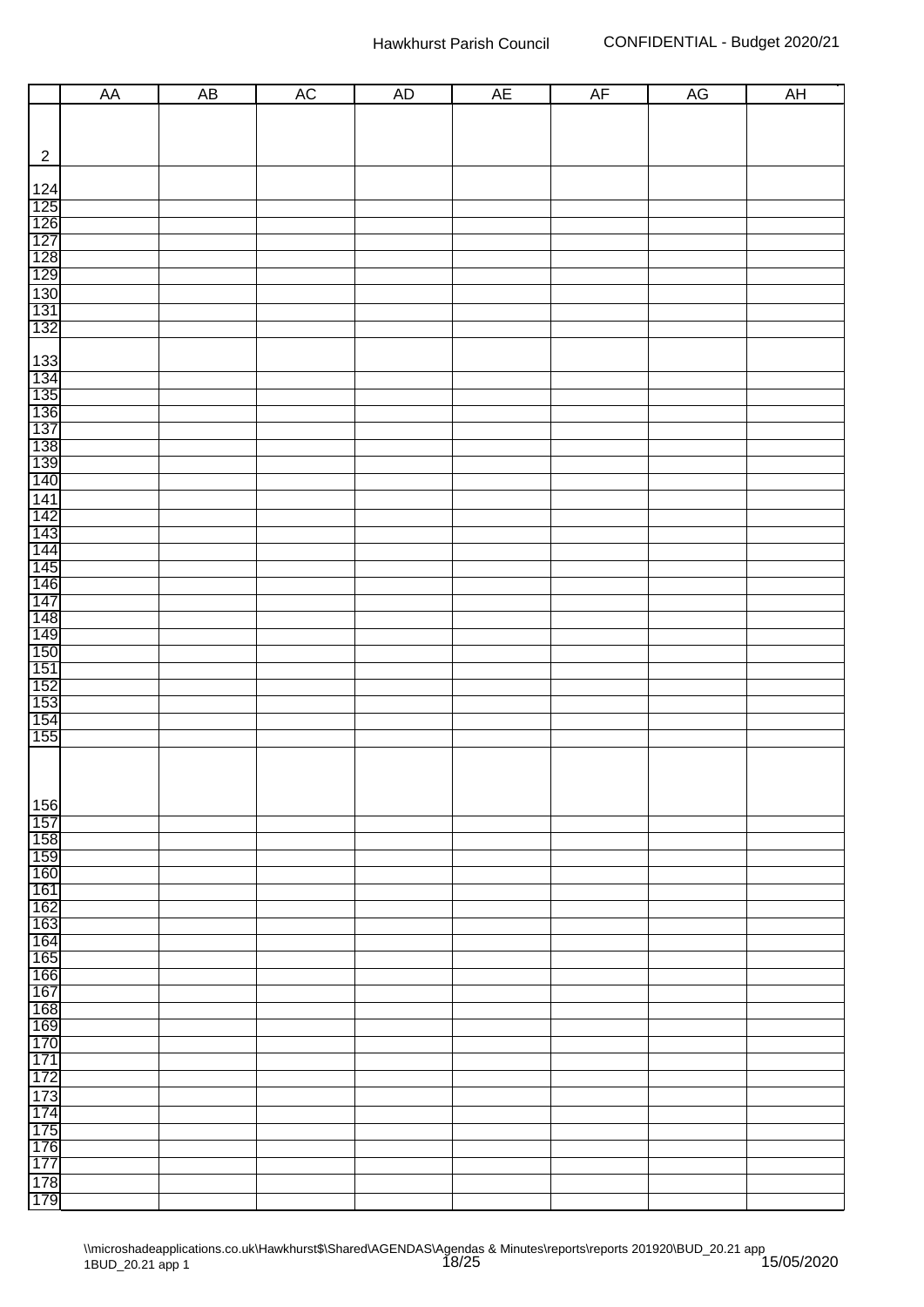| | AA | AB | AC | AD | AE | AF | AG | AH |
|---|---|---|---|---|---|---|---|---|
| 2 | | | | | | | | |
| 124 | | | | | | | | |
| 125 | | | | | | | | |
| 126 | | | | | | | | |
| 127 | | | | | | | | |
| 128 | | | | | | | | |
| 129 | | | | | | | | |
| 130 | | | | | | | | |
| 131 | | | | | | | | |
| 132 | | | | | | | | |
| 133 | | | | | | | | |
| 134 | | | | | | | | |
| 135 | | | | | | | | |
| 136 | | | | | | | | |
| 137 | | | | | | | | |
| 138 | | | | | | | | |
| 139 | | | | | | | | |
| 140 | | | | | | | | |
| 141 | | | | | | | | |
| 142 | | | | | | | | |
| 143 | | | | | | | | |
| 144 | | | | | | | | |
| 145 | | | | | | | | |
| 146 | | | | | | | | |
| 147 | | | | | | | | |
| 148 | | | | | | | | |
| 149 | | | | | | | | |
| 150 | | | | | | | | |
| 151 | | | | | | | | |
| 152 | | | | | | | | |
| 153 | | | | | | | | |
| 154 | | | | | | | | |
| 155 | | | | | | | | |
| 156 | | | | | | | | |
| 157 | | | | | | | | |
| 158 | | | | | | | | |
| 159 | | | | | | | | |
| 160 | | | | | | | | |
| 161 | | | | | | | | |
| 162 | | | | | | | | |
| 163 | | | | | | | | |
| 164 | | | | | | | | |
| 165 | | | | | | | | |
| 166 | | | | | | | | |
| 167 | | | | | | | | |
| 168 | | | | | | | | |
| 169 | | | | | | | | |
| 170 | | | | | | | | |
| 171 | | | | | | | | |
| 172 | | | | | | | | |
| 173 | | | | | | | | |
| 174 | | | | | | | | |
| 175 | | | | | | | | |
| 176 | | | | | | | | |
| 177 | | | | | | | | |
| 178 | | | | | | | | |
| 179 | | | | | | | | |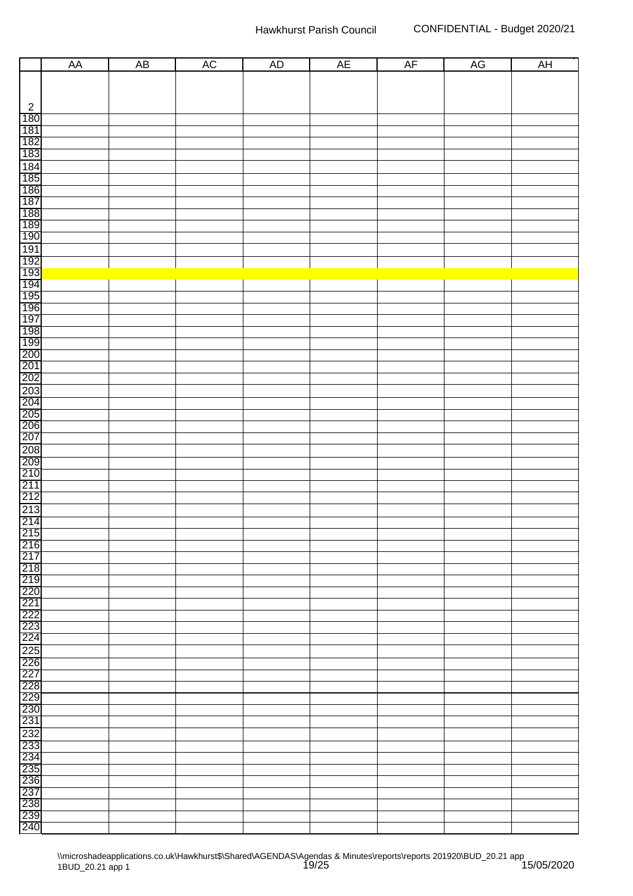| | AA | AB | AC | AD | AE | AF | AG | AH |
|---|---|---|---|---|---|---|---|---|
| 2 | | | | | | | | |
| 180 | | | | | | | | |
| 181 | | | | | | | | |
| 182 | | | | | | | | |
| 183 | | | | | | | | |
| 184 | | | | | | | | |
| 185 | | | | | | | | |
| 186 | | | | | | | | |
| 187 | | | | | | | | |
| 188 | | | | | | | | |
| 189 | | | | | | | | |
| 190 | | | | | | | | |
| 191 | | | | | | | | |
| 192 | | | | | | | | |
| 193 | | | | | | | | |
| 194 | | | | | | | | |
| 195 | | | | | | | | |
| 196 | | | | | | | | |
| 197 | | | | | | | | |
| 198 | | | | | | | | |
| 199 | | | | | | | | |
| 200 | | | | | | | | |
| 201 | | | | | | | | |
| 202 | | | | | | | | |
| 203 | | | | | | | | |
| 204 | | | | | | | | |
| 205 | | | | | | | | |
| 206 | | | | | | | | |
| 207 | | | | | | | | |
| 208 | | | | | | | | |
| 209 | | | | | | | | |
| 210 | | | | | | | | |
| 211 | | | | | | | | |
| 212 | | | | | | | | |
| 213 | | | | | | | | |
| 214 | | | | | | | | |
| 215 | | | | | | | | |
| 216 | | | | | | | | |
| 217 | | | | | | | | |
| 218 | | | | | | | | |
| 219 | | | | | | | | |
| 220 | | | | | | | | |
| 221 | | | | | | | | |
| 222 | | | | | | | | |
| 223 | | | | | | | | |
| 224 | | | | | | | | |
| 225 | | | | | | | | |
| 226 | | | | | | | | |
| 227 | | | | | | | | |
| 228 | | | | | | | | |
| 229 | | | | | | | | |
| 230 | | | | | | | | |
| 231 | | | | | | | | |
| 232 | | | | | | | | |
| 233 | | | | | | | | |
| 234 | | | | | | | | |
| 235 | | | | | | | | |
| 236 | | | | | | | | |
| 237 | | | | | | | | |
| 238 | | | | | | | | |
| 239 | | | | | | | | |
| 240 | | | | | | | | |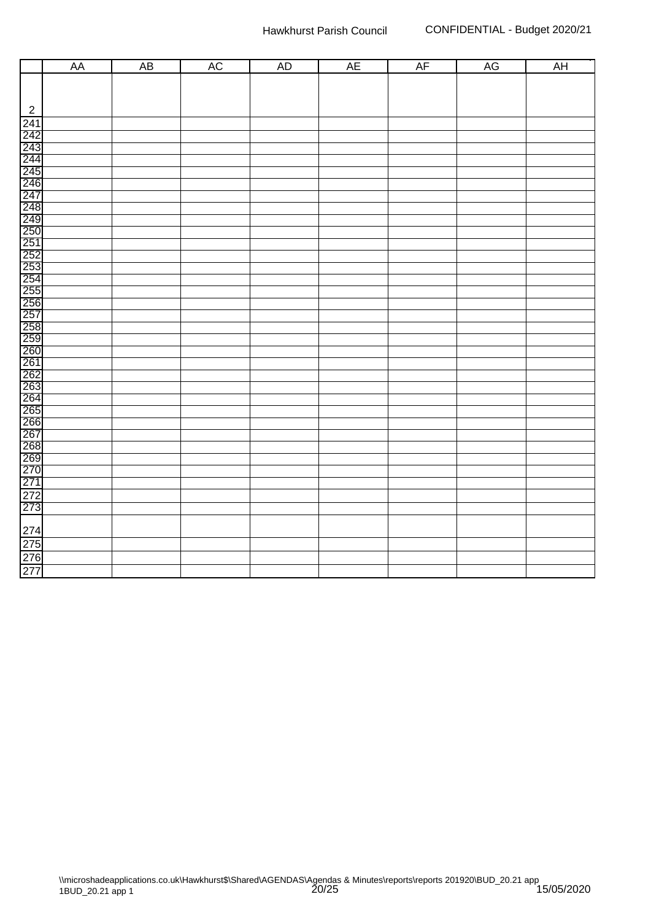|  | AA | AB | AC | AD | AE | AF | AG | AH |
|---|---|---|---|---|---|---|---|---|
| 2 |  |  |  |  |  |  |  |  |
| 241 |  |  |  |  |  |  |  |  |
| 242 |  |  |  |  |  |  |  |  |
| 243 |  |  |  |  |  |  |  |  |
| 244 |  |  |  |  |  |  |  |  |
| 245 |  |  |  |  |  |  |  |  |
| 246 |  |  |  |  |  |  |  |  |
| 247 |  |  |  |  |  |  |  |  |
| 248 |  |  |  |  |  |  |  |  |
| 249 |  |  |  |  |  |  |  |  |
| 250 |  |  |  |  |  |  |  |  |
| 251 |  |  |  |  |  |  |  |  |
| 252 |  |  |  |  |  |  |  |  |
| 253 |  |  |  |  |  |  |  |  |
| 254 |  |  |  |  |  |  |  |  |
| 255 |  |  |  |  |  |  |  |  |
| 256 |  |  |  |  |  |  |  |  |
| 257 |  |  |  |  |  |  |  |  |
| 258 |  |  |  |  |  |  |  |  |
| 259 |  |  |  |  |  |  |  |  |
| 260 |  |  |  |  |  |  |  |  |
| 261 |  |  |  |  |  |  |  |  |
| 262 |  |  |  |  |  |  |  |  |
| 263 |  |  |  |  |  |  |  |  |
| 264 |  |  |  |  |  |  |  |  |
| 265 |  |  |  |  |  |  |  |  |
| 266 |  |  |  |  |  |  |  |  |
| 267 |  |  |  |  |  |  |  |  |
| 268 |  |  |  |  |  |  |  |  |
| 269 |  |  |  |  |  |  |  |  |
| 270 |  |  |  |  |  |  |  |  |
| 271 |  |  |  |  |  |  |  |  |
| 272 |  |  |  |  |  |  |  |  |
| 273 |  |  |  |  |  |  |  |  |
| 274 |  |  |  |  |  |  |  |  |
| 275 |  |  |  |  |  |  |  |  |
| 276 |  |  |  |  |  |  |  |  |
| 277 |  |  |  |  |  |  |  |  |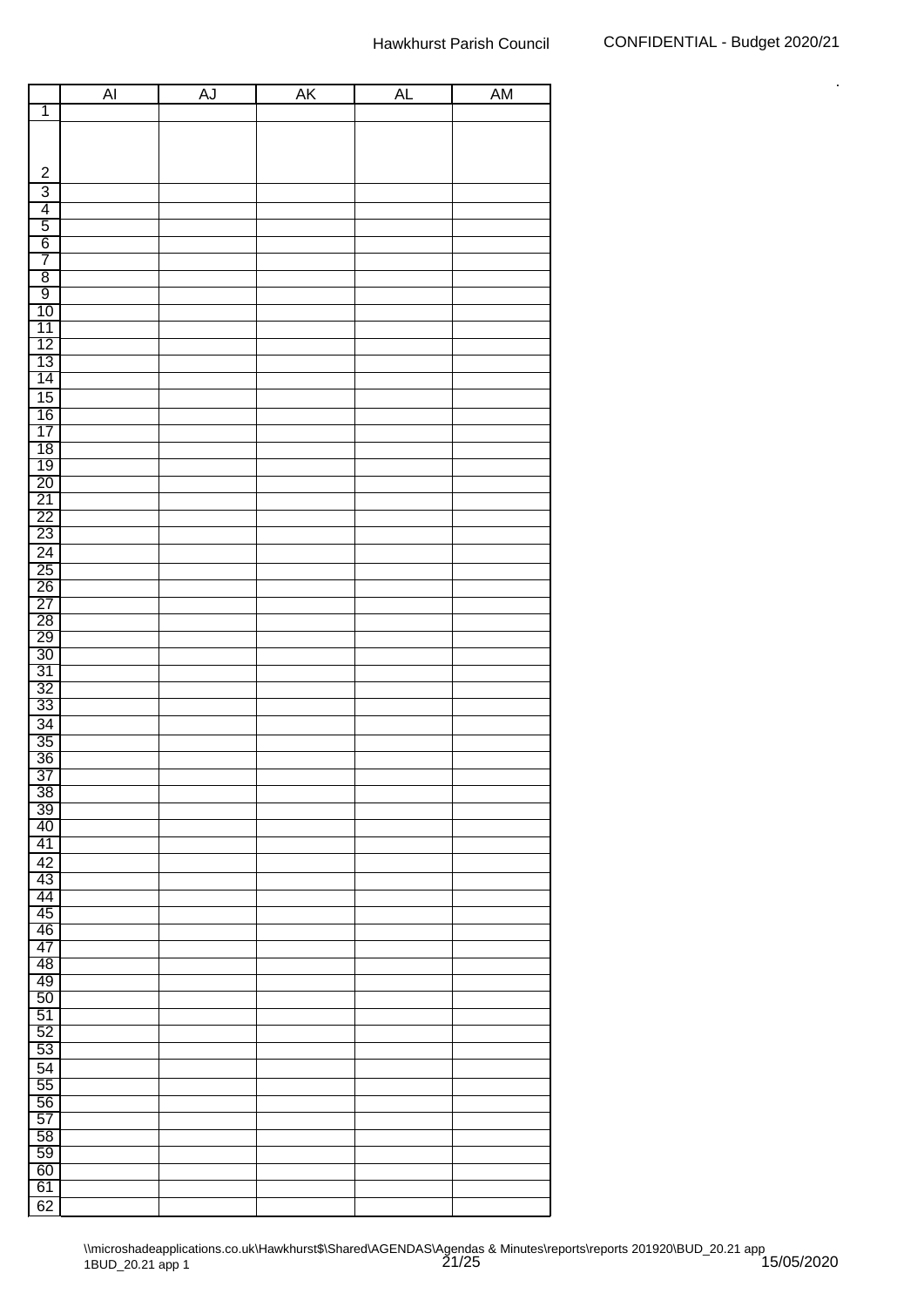|  | AI | AJ | AK | AL | AM |
|---|---|---|---|---|---|
| 1 | | | | | |
| 2 | | | | | |
| 3 | | | | | |
| 4 | | | | | |
| 5 | | | | | |
| 6 | | | | | |
| 7 | | | | | |
| 8 | | | | | |
| 9 | | | | | |
| 10 | | | | | |
| 11 | | | | | |
| 12 | | | | | |
| 13 | | | | | |
| 14 | | | | | |
| 15 | | | | | |
| 16 | | | | | |
| 17 | | | | | |
| 18 | | | | | |
| 19 | | | | | |
| 20 | | | | | |
| 21 | | | | | |
| 22 | | | | | |
| 23 | | | | | |
| 24 | | | | | |
| 25 | | | | | |
| 26 | | | | | |
| 27 | | | | | |
| 28 | | | | | |
| 29 | | | | | |
| 30 | | | | | |
| 31 | | | | | |
| 32 | | | | | |
| 33 | | | | | |
| 34 | | | | | |
| 35 | | | | | |
| 36 | | | | | |
| 37 | | | | | |
| 38 | | | | | |
| 39 | | | | | |
| 40 | | | | | |
| 41 | | | | | |
| 42 | | | | | |
| 43 | | | | | |
| 44 | | | | | |
| 45 | | | | | |
| 46 | | | | | |
| 47 | | | | | |
| 48 | | | | | |
| 49 | | | | | |
| 50 | | | | | |
| 51 | | | | | |
| 52 | | | | | |
| 53 | | | | | |
| 54 | | | | | |
| 55 | | | | | |
| 56 | | | | | |
| 57 | | | | | |
| 58 | | | | | |
| 59 | | | | | |
| 60 | | | | | |
| 61 | | | | | |
| 62 | | | | | |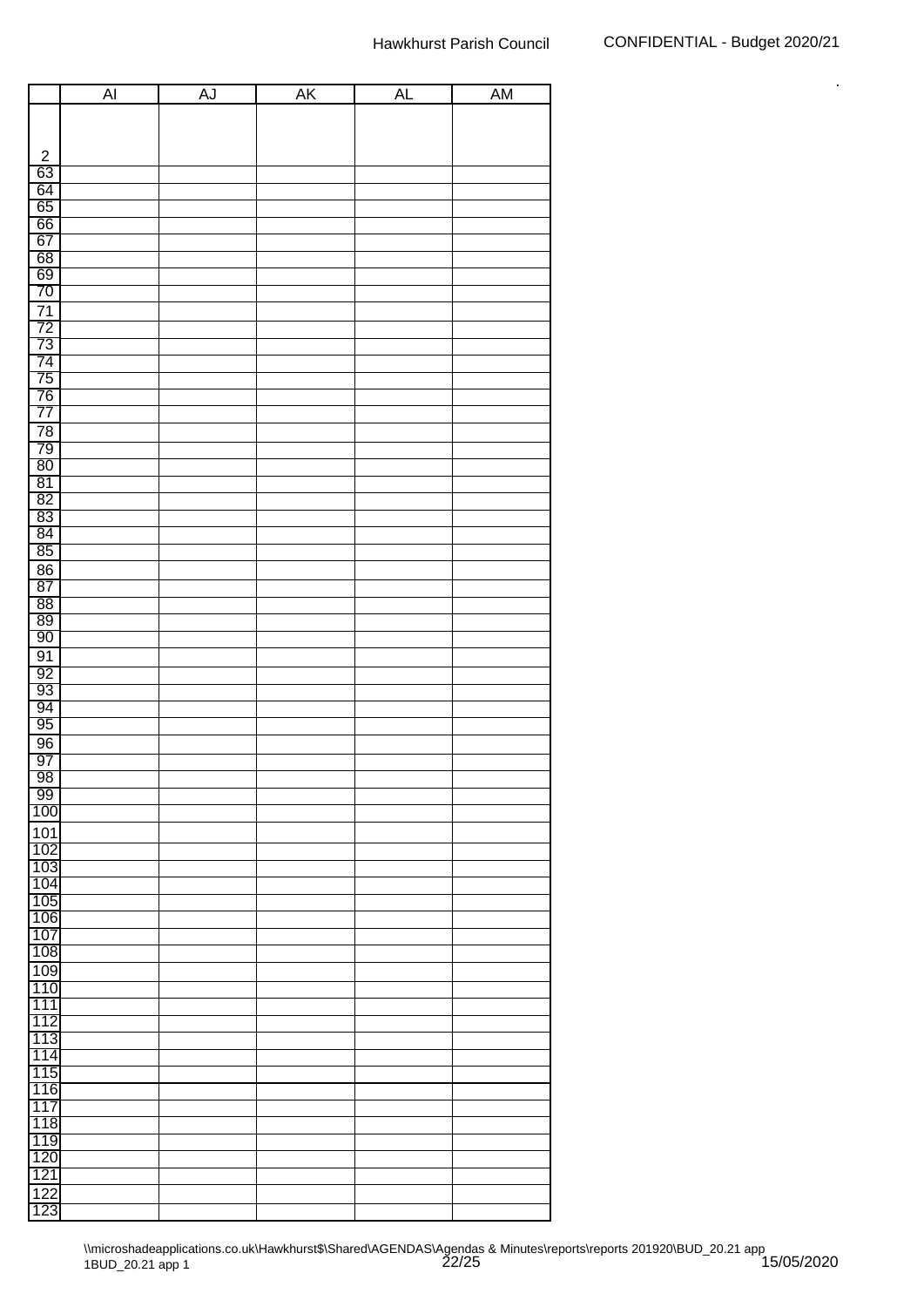| | AI | AJ | AK | AL | AM |
|---|---|---|---|---|---|
| 2 | | | | | |
| 63 | | | | | |
| 64 | | | | | |
| 65 | | | | | |
| 66 | | | | | |
| 67 | | | | | |
| 68 | | | | | |
| 69 | | | | | |
| 70 | | | | | |
| 71 | | | | | |
| 72 | | | | | |
| 73 | | | | | |
| 74 | | | | | |
| 75 | | | | | |
| 76 | | | | | |
| 77 | | | | | |
| 78 | | | | | |
| 79 | | | | | |
| 80 | | | | | |
| 81 | | | | | |
| 82 | | | | | |
| 83 | | | | | |
| 84 | | | | | |
| 85 | | | | | |
| 86 | | | | | |
| 87 | | | | | |
| 88 | | | | | |
| 89 | | | | | |
| 90 | | | | | |
| 91 | | | | | |
| 92 | | | | | |
| 93 | | | | | |
| 94 | | | | | |
| 95 | | | | | |
| 96 | | | | | |
| 97 | | | | | |
| 98 | | | | | |
| 99 | | | | | |
| 100 | | | | | |
| 101 | | | | | |
| 102 | | | | | |
| 103 | | | | | |
| 104 | | | | | |
| 105 | | | | | |
| 106 | | | | | |
| 107 | | | | | |
| 108 | | | | | |
| 109 | | | | | |
| 110 | | | | | |
| 111 | | | | | |
| 112 | | | | | |
| 113 | | | | | |
| 114 | | | | | |
| 115 | | | | | |
| 116 | | | | | |
| 117 | | | | | |
| 118 | | | | | |
| 119 | | | | | |
| 120 | | | | | |
| 121 | | | | | |
| 122 | | | | | |
| 123 | | | | | |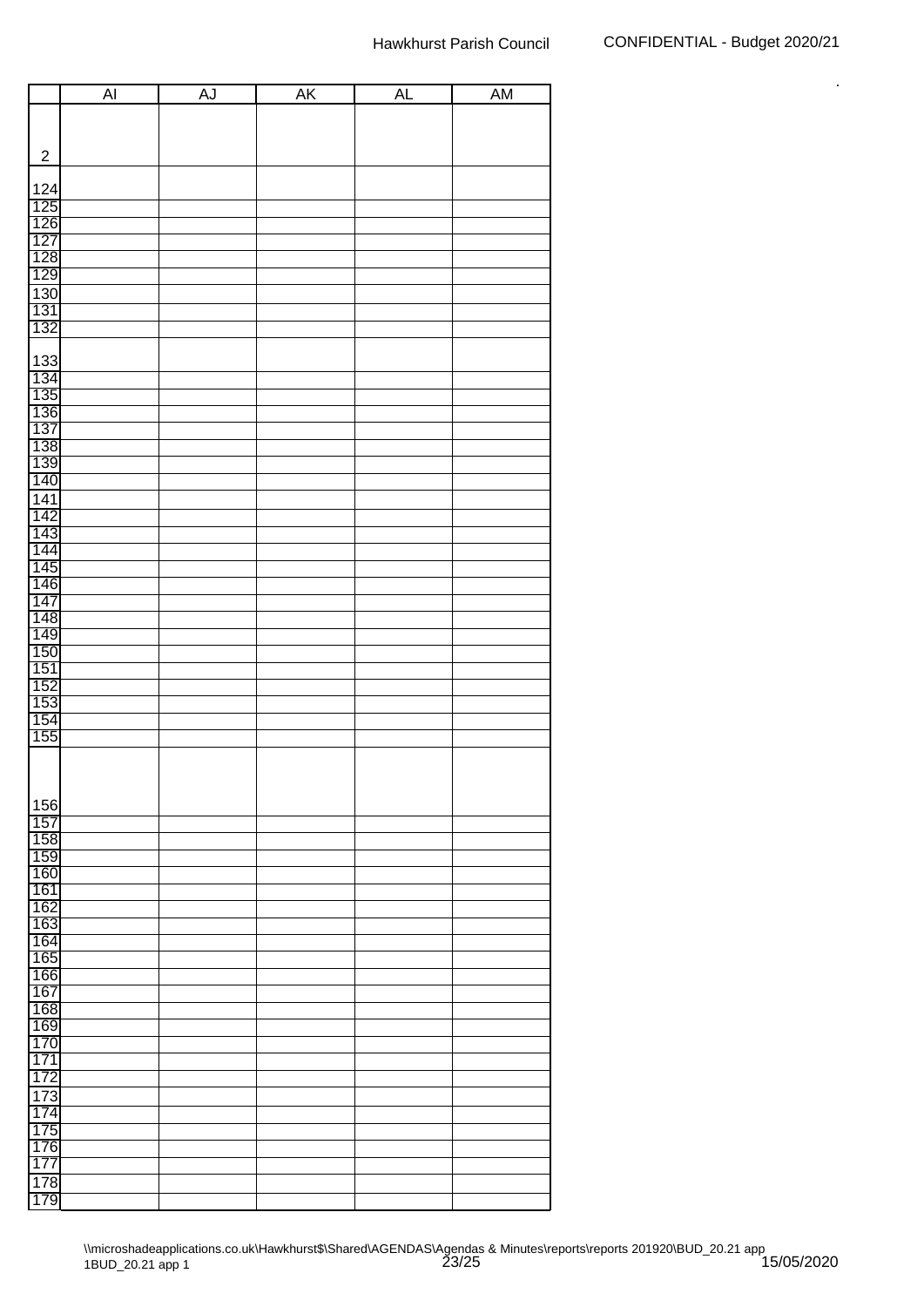| | AI | AJ | AK | AL | AM |
|---|---|---|---|---|---|
| 2 | | | | | |
| 124 | | | | | |
| 125 | | | | | |
| 126 | | | | | |
| 127 | | | | | |
| 128 | | | | | |
| 129 | | | | | |
| 130 | | | | | |
| 131 | | | | | |
| 132 | | | | | |
| 133 | | | | | |
| 134 | | | | | |
| 135 | | | | | |
| 136 | | | | | |
| 137 | | | | | |
| 138 | | | | | |
| 139 | | | | | |
| 140 | | | | | |
| 141 | | | | | |
| 142 | | | | | |
| 143 | | | | | |
| 144 | | | | | |
| 145 | | | | | |
| 146 | | | | | |
| 147 | | | | | |
| 148 | | | | | |
| 149 | | | | | |
| 150 | | | | | |
| 151 | | | | | |
| 152 | | | | | |
| 153 | | | | | |
| 154 | | | | | |
| 155 | | | | | |
| 156 | | | | | |
| 157 | | | | | |
| 158 | | | | | |
| 159 | | | | | |
| 160 | | | | | |
| 161 | | | | | |
| 162 | | | | | |
| 163 | | | | | |
| 164 | | | | | |
| 165 | | | | | |
| 166 | | | | | |
| 167 | | | | | |
| 168 | | | | | |
| 169 | | | | | |
| 170 | | | | | |
| 171 | | | | | |
| 172 | | | | | |
| 173 | | | | | |
| 174 | | | | | |
| 175 | | | | | |
| 176 | | | | | |
| 177 | | | | | |
| 178 | | | | | |
| 179 | | | | | |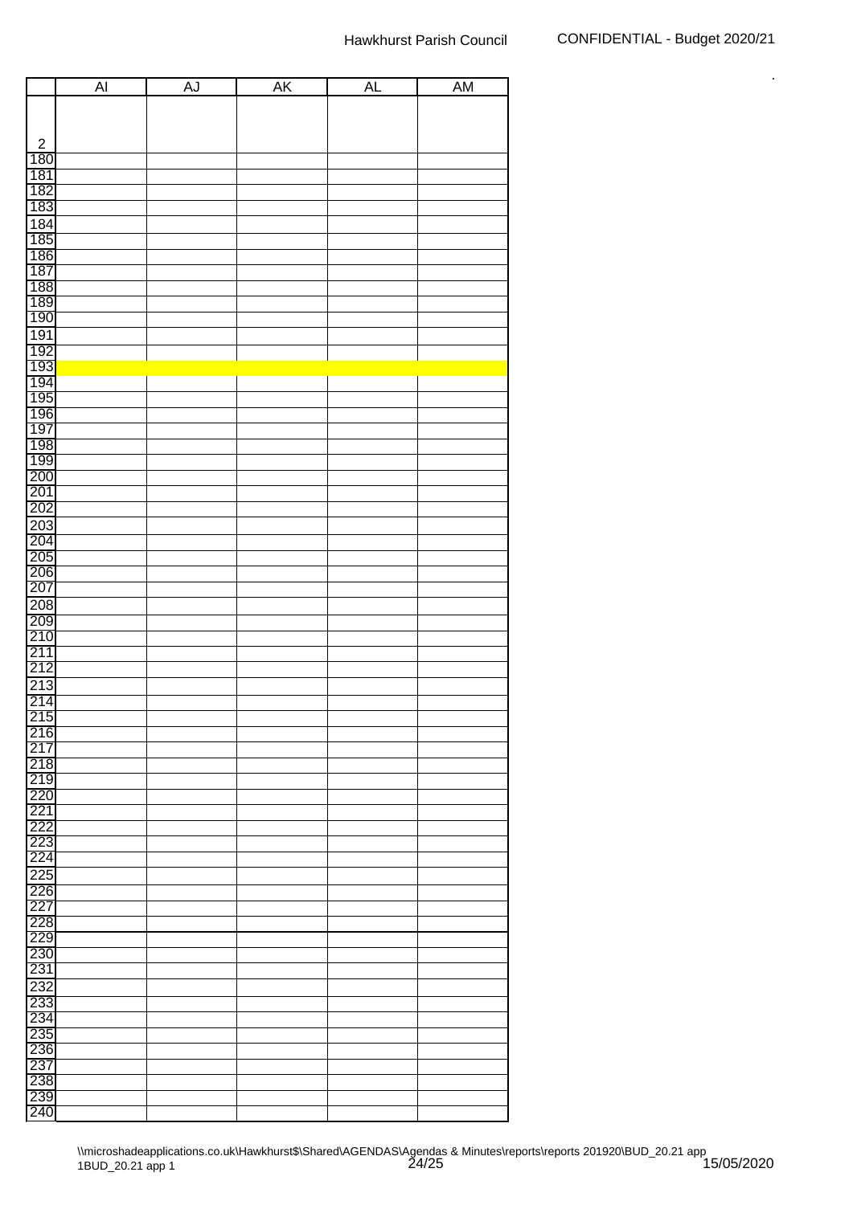| | AI | AJ | AK | AL | AM |
|---|---|---|---|---|---|
| 2 | | | | | |
| 180 | | | | | |
| 181 | | | | | |
| 182 | | | | | |
| 183 | | | | | |
| 184 | | | | | |
| 185 | | | | | |
| 186 | | | | | |
| 187 | | | | | |
| 188 | | | | | |
| 189 | | | | | |
| 190 | | | | | |
| 191 | | | | | |
| 192 | | | | | |
| 193 | | | | | |
| 194 | | | | | |
| 195 | | | | | |
| 196 | | | | | |
| 197 | | | | | |
| 198 | | | | | |
| 199 | | | | | |
| 200 | | | | | |
| 201 | | | | | |
| 202 | | | | | |
| 203 | | | | | |
| 204 | | | | | |
| 205 | | | | | |
| 206 | | | | | |
| 207 | | | | | |
| 208 | | | | | |
| 209 | | | | | |
| 210 | | | | | |
| 211 | | | | | |
| 212 | | | | | |
| 213 | | | | | |
| 214 | | | | | |
| 215 | | | | | |
| 216 | | | | | |
| 217 | | | | | |
| 218 | | | | | |
| 219 | | | | | |
| 220 | | | | | |
| 221 | | | | | |
| 222 | | | | | |
| 223 | | | | | |
| 224 | | | | | |
| 225 | | | | | |
| 226 | | | | | |
| 227 | | | | | |
| 228 | | | | | |
| 229 | | | | | |
| 230 | | | | | |
| 231 | | | | | |
| 232 | | | | | |
| 233 | | | | | |
| 234 | | | | | |
| 235 | | | | | |
| 236 | | | | | |
| 237 | | | | | |
| 238 | | | | | |
| 239 | | | | | |
| 240 | | | | | |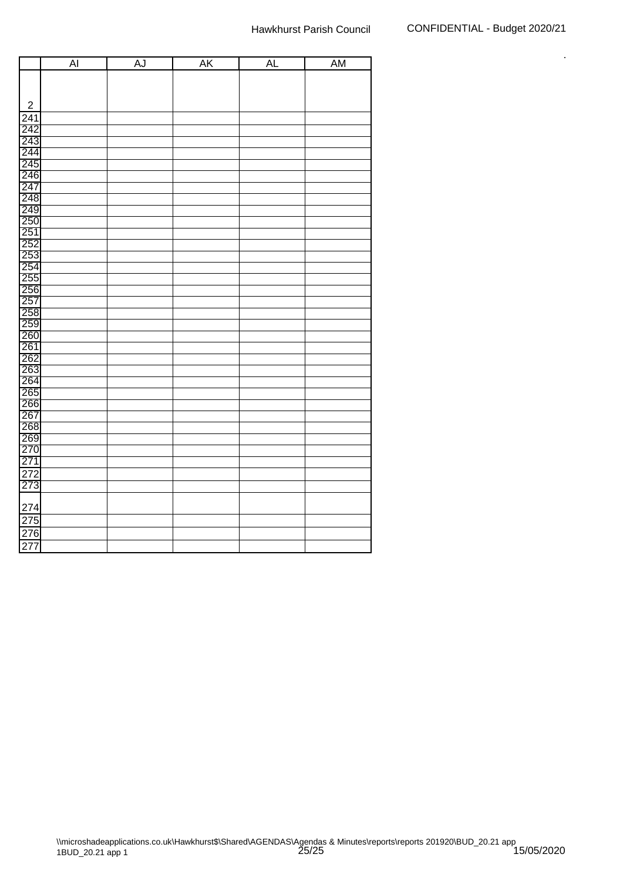| | AI | AJ | AK | AL | AM |
|---|---|---|---|---|---|
| 2 | | | | | |
| 241 | | | | | |
| 242 | | | | | |
| 243 | | | | | |
| 244 | | | | | |
| 245 | | | | | |
| 246 | | | | | |
| 247 | | | | | |
| 248 | | | | | |
| 249 | | | | | |
| 250 | | | | | |
| 251 | | | | | |
| 252 | | | | | |
| 253 | | | | | |
| 254 | | | | | |
| 255 | | | | | |
| 256 | | | | | |
| 257 | | | | | |
| 258 | | | | | |
| 259 | | | | | |
| 260 | | | | | |
| 261 | | | | | |
| 262 | | | | | |
| 263 | | | | | |
| 264 | | | | | |
| 265 | | | | | |
| 266 | | | | | |
| 267 | | | | | |
| 268 | | | | | |
| 269 | | | | | |
| 270 | | | | | |
| 271 | | | | | |
| 272 | | | | | |
| 273 | | | | | |
| 274 | | | | | |
| 275 | | | | | |
| 276 | | | | | |
| 277 | | | | | |